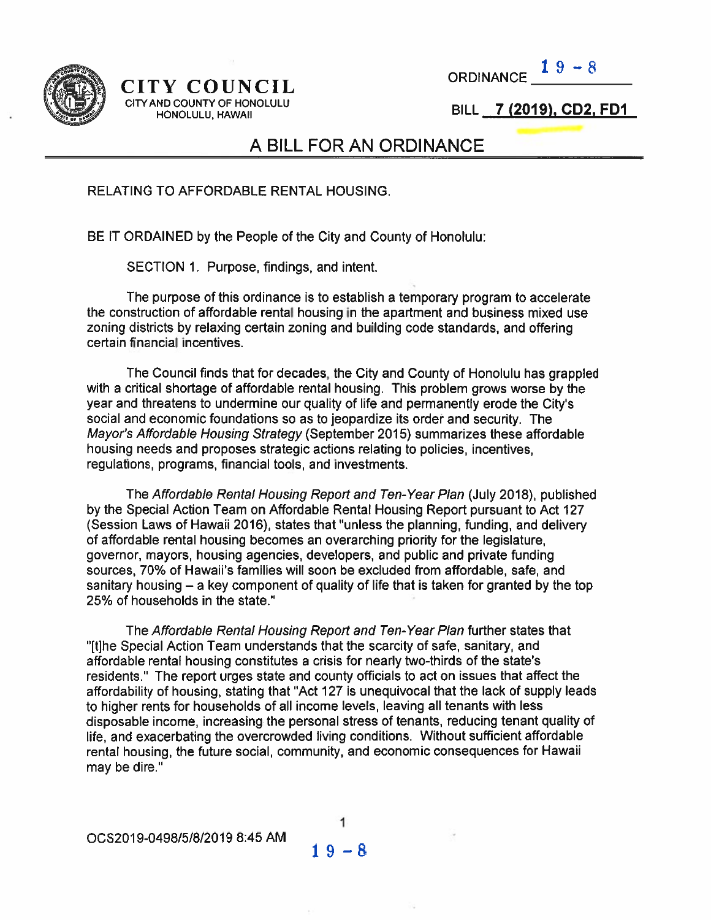# CITY COUNCIL

CITY AND COUNTY OF HONOLULU
HONOLULU, HAWAII

ORDINANCE **19 - 8**

BILL **7 (2019), CD2, FD1**

## A BILL FOR AN ORDINANCE

RELATING TO AFFORDABLE RENTAL HOUSING.

BE IT ORDAINED by the People of the City and County of Honolulu:

SECTION 1. Purpose, findings, and intent.

The purpose of this ordinance is to establish a temporary program to accelerate the construction of affordable rental housing in the apartment and business mixed use zoning districts by relaxing certain zoning and building code standards, and offering certain financial incentives.

The Council finds that for decades, the City and County of Honolulu has grappled with a critical shortage of affordable rental housing. This problem grows worse by the year and threatens to undermine our quality of life and permanently erode the City's social and economic foundations so as to jeopardize its order and security. The *Mayor's Affordable Housing Strategy* (September 2015) summarizes these affordable housing needs and proposes strategic actions relating to policies, incentives, regulations, programs, financial tools, and investments.

The *Affordable Rental Housing Report and Ten-Year Plan* (July 2018), published by the Special Action Team on Affordable Rental Housing Report pursuant to Act 127 (Session Laws of Hawaii 2016), states that "unless the planning, funding, and delivery of affordable rental housing becomes an overarching priority for the legislature, governor, mayors, housing agencies, developers, and public and private funding sources, 70% of Hawaii's families will soon be excluded from affordable, safe, and sanitary housing – a key component of quality of life that is taken for granted by the top 25% of households in the state."

The *Affordable Rental Housing Report and Ten-Year Plan* further states that "[t]he Special Action Team understands that the scarcity of safe, sanitary, and affordable rental housing constitutes a crisis for nearly two-thirds of the state's residents." The report urges state and county officials to act on issues that affect the affordability of housing, stating that "Act 127 is unequivocal that the lack of supply leads to higher rents for households of all income levels, leaving all tenants with less disposable income, increasing the personal stress of tenants, reducing tenant quality of life, and exacerbating the overcrowded living conditions. Without sufficient affordable rental housing, the future social, community, and economic consequences for Hawaii may be dire."

OCS2019-0498/5/8/2019 8:45 AM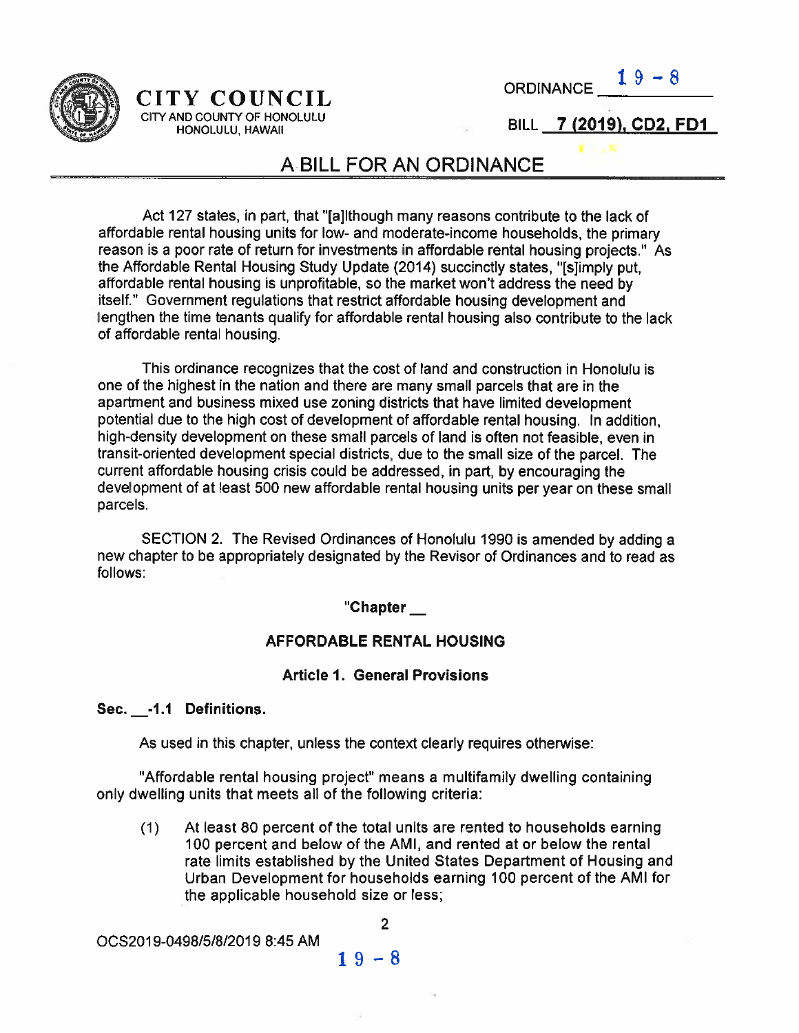CITY COUNCIL
CITY AND COUNTY OF HONOLULU
HONOLULU, HAWAII

ORDINANCE 19-8

BILL 7 (2019), CD2, FD1

# A BILL FOR AN ORDINANCE

Act 127 states, in part, that "[a]lthough many reasons contribute to the lack of affordable rental housing units for low- and moderate-income households, the primary reason is a poor rate of return for investments in affordable rental housing projects." As the Affordable Rental Housing Study Update (2014) succinctly states, "[s]imply put, affordable rental housing is unprofitable, so the market won't address the need by itself." Government regulations that restrict affordable housing development and lengthen the time tenants qualify for affordable rental housing also contribute to the lack of affordable rental housing.

This ordinance recognizes that the cost of land and construction in Honolulu is one of the highest in the nation and there are many small parcels that are in the apartment and business mixed use zoning districts that have limited development potential due to the high cost of development of affordable rental housing. In addition, high-density development on these small parcels of land is often not feasible, even in transit-oriented development special districts, due to the small size of the parcel. The current affordable housing crisis could be addressed, in part, by encouraging the development of at least 500 new affordable rental housing units per year on these small parcels.

SECTION 2. The Revised Ordinances of Honolulu 1990 is amended by adding a new chapter to be appropriately designated by the Revisor of Ordinances and to read as follows:

**"Chapter __**

**AFFORDABLE RENTAL HOUSING**

**Article 1. General Provisions**

**Sec. __-1.1 Definitions.**

As used in this chapter, unless the context clearly requires otherwise:

"Affordable rental housing project" means a multifamily dwelling containing only dwelling units that meets all of the following criteria:

(1) At least 80 percent of the total units are rented to households earning 100 percent and below of the AMI, and rented at or below the rental rate limits established by the United States Department of Housing and Urban Development for households earning 100 percent of the AMI for the applicable household size or less;

OCS2019-0498/5/8/2019 8:45 AM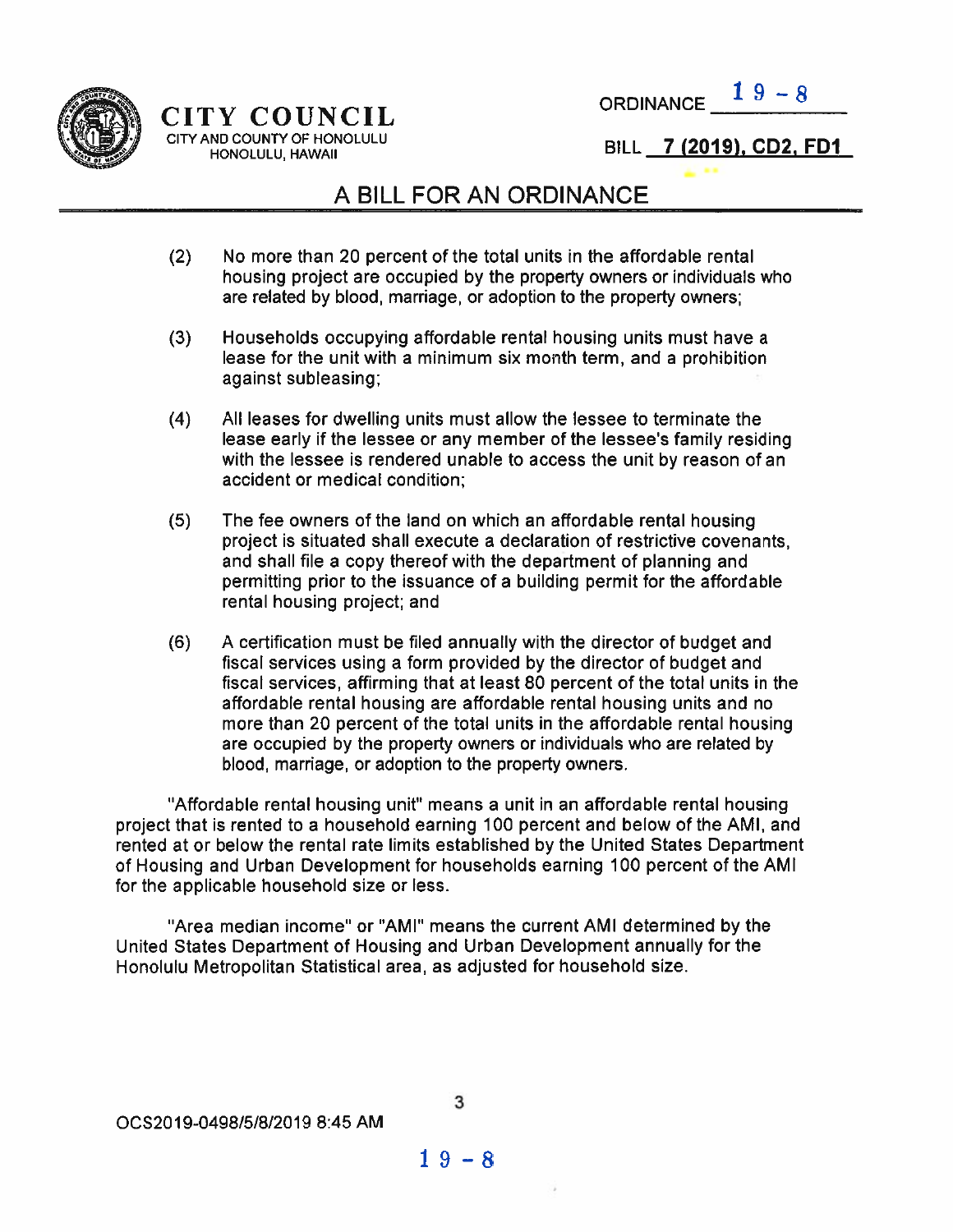(2) No more than 20 percent of the total units in the affordable rental housing project are occupied by the property owners or individuals who are related by blood, marriage, or adoption to the property owners;

(3) Households occupying affordable rental housing units must have a lease for the unit with a minimum six month term, and a prohibition against subleasing;

(4) All leases for dwelling units must allow the lessee to terminate the lease early if the lessee or any member of the lessee's family residing with the lessee is rendered unable to access the unit by reason of an accident or medical condition;

(5) The fee owners of the land on which an affordable rental housing project is situated shall execute a declaration of restrictive covenants, and shall file a copy thereof with the department of planning and permitting prior to the issuance of a building permit for the affordable rental housing project; and

(6) A certification must be filed annually with the director of budget and fiscal services using a form provided by the director of budget and fiscal services, affirming that at least 80 percent of the total units in the affordable rental housing are affordable rental housing units and no more than 20 percent of the total units in the affordable rental housing are occupied by the property owners or individuals who are related by blood, marriage, or adoption to the property owners.

"Affordable rental housing unit" means a unit in an affordable rental housing project that is rented to a household earning 100 percent and below of the AMI, and rented at or below the rental rate limits established by the United States Department of Housing and Urban Development for households earning 100 percent of the AMI for the applicable household size or less.

"Area median income" or "AMI" means the current AMI determined by the United States Department of Housing and Urban Development annually for the Honolulu Metropolitan Statistical area, as adjusted for household size.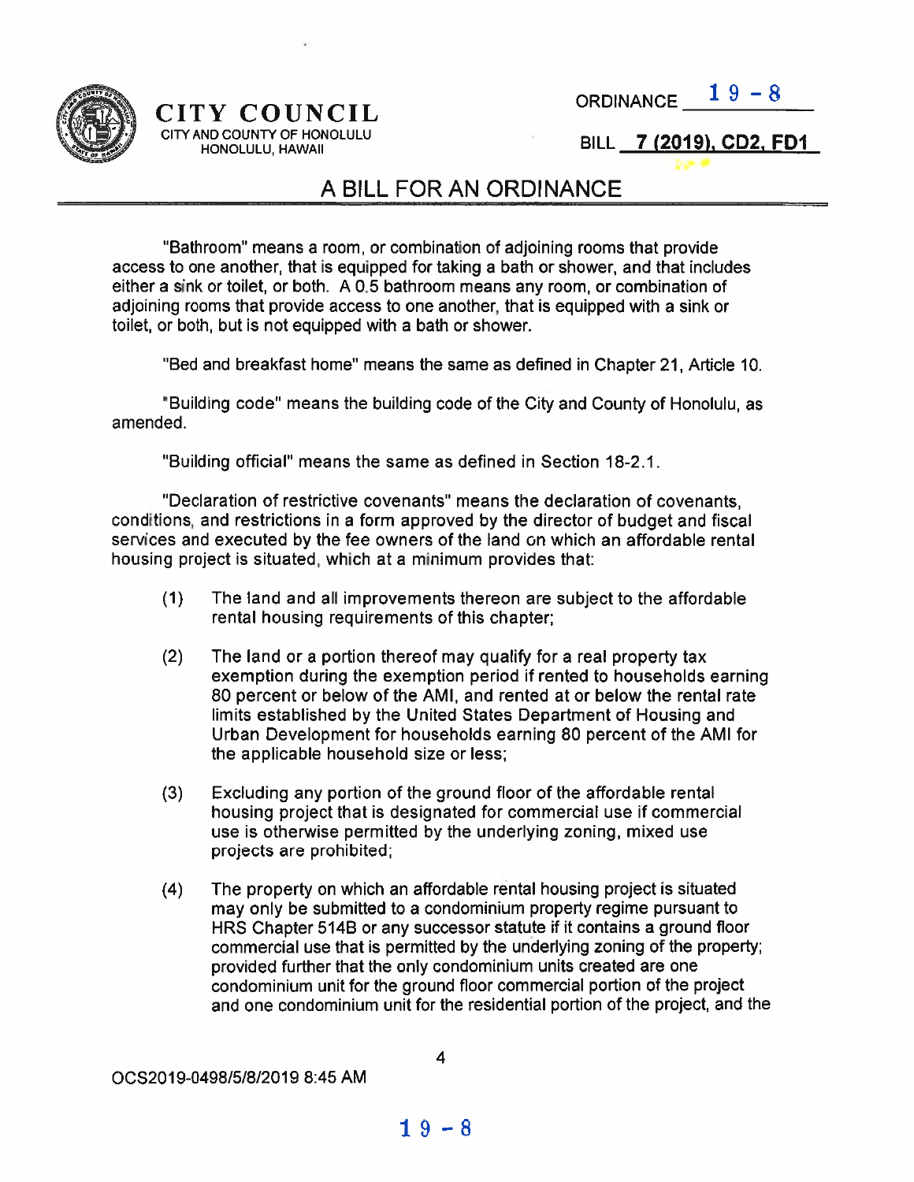"Bathroom" means a room, or combination of adjoining rooms that provide access to one another, that is equipped for taking a bath or shower, and that includes either a sink or toilet, or both. A 0.5 bathroom means any room, or combination of adjoining rooms that provide access to one another, that is equipped with a sink or toilet, or both, but is not equipped with a bath or shower.

"Bed and breakfast home" means the same as defined in Chapter 21, Article 10.

"Building code" means the building code of the City and County of Honolulu, as amended.

"Building official" means the same as defined in Section 18-2.1.

"Declaration of restrictive covenants" means the declaration of covenants, conditions, and restrictions in a form approved by the director of budget and fiscal services and executed by the fee owners of the land on which an affordable rental housing project is situated, which at a minimum provides that:

(1) The land and all improvements thereon are subject to the affordable rental housing requirements of this chapter;

(2) The land or a portion thereof may qualify for a real property tax exemption during the exemption period if rented to households earning 80 percent or below of the AMI, and rented at or below the rental rate limits established by the United States Department of Housing and Urban Development for households earning 80 percent of the AMI for the applicable household size or less;

(3) Excluding any portion of the ground floor of the affordable rental housing project that is designated for commercial use if commercial use is otherwise permitted by the underlying zoning, mixed use projects are prohibited;

(4) The property on which an affordable rental housing project is situated may only be submitted to a condominium property regime pursuant to HRS Chapter 514B or any successor statute if it contains a ground floor commercial use that is permitted by the underlying zoning of the property; provided further that the only condominium units created are one condominium unit for the ground floor commercial portion of the project and one condominium unit for the residential portion of the project, and the

OCS2019-0498/5/8/2019 8:45 AM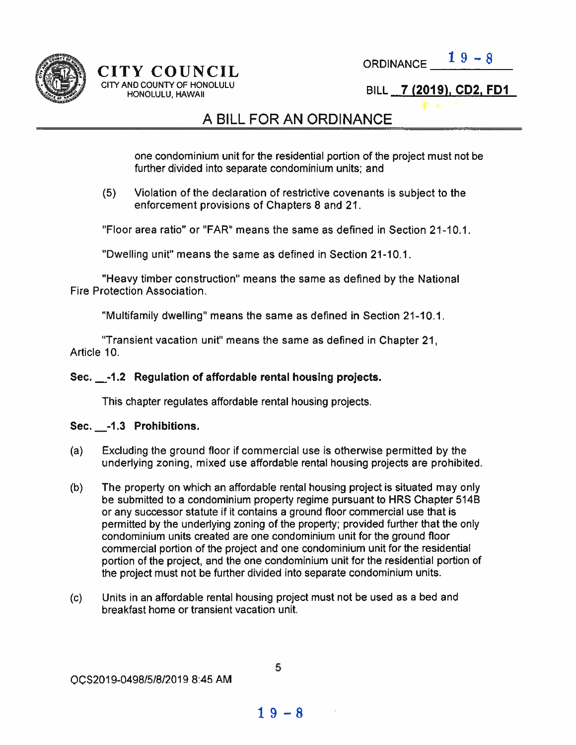one condominium unit for the residential portion of the project must not be further divided into separate condominium units; and

(5) Violation of the declaration of restrictive covenants is subject to the enforcement provisions of Chapters 8 and 21.

"Floor area ratio" or "FAR" means the same as defined in Section 21-10.1.

"Dwelling unit" means the same as defined in Section 21-10.1.

"Heavy timber construction" means the same as defined by the National Fire Protection Association.

"Multifamily dwelling" means the same as defined in Section 21-10.1.

"Transient vacation unit" means the same as defined in Chapter 21, Article 10.

**Sec. __-1.2 Regulation of affordable rental housing projects.**

This chapter regulates affordable rental housing projects.

**Sec. __-1.3 Prohibitions.**

(a) Excluding the ground floor if commercial use is otherwise permitted by the underlying zoning, mixed use affordable rental housing projects are prohibited.

(b) The property on which an affordable rental housing project is situated may only be submitted to a condominium property regime pursuant to HRS Chapter 514B or any successor statute if it contains a ground floor commercial use that is permitted by the underlying zoning of the property; provided further that the only condominium units created are one condominium unit for the ground floor commercial portion of the project and one condominium unit for the residential portion of the project, and the one condominium unit for the residential portion of the project must not be further divided into separate condominium units.

(c) Units in an affordable rental housing project must not be used as a bed and breakfast home or transient vacation unit.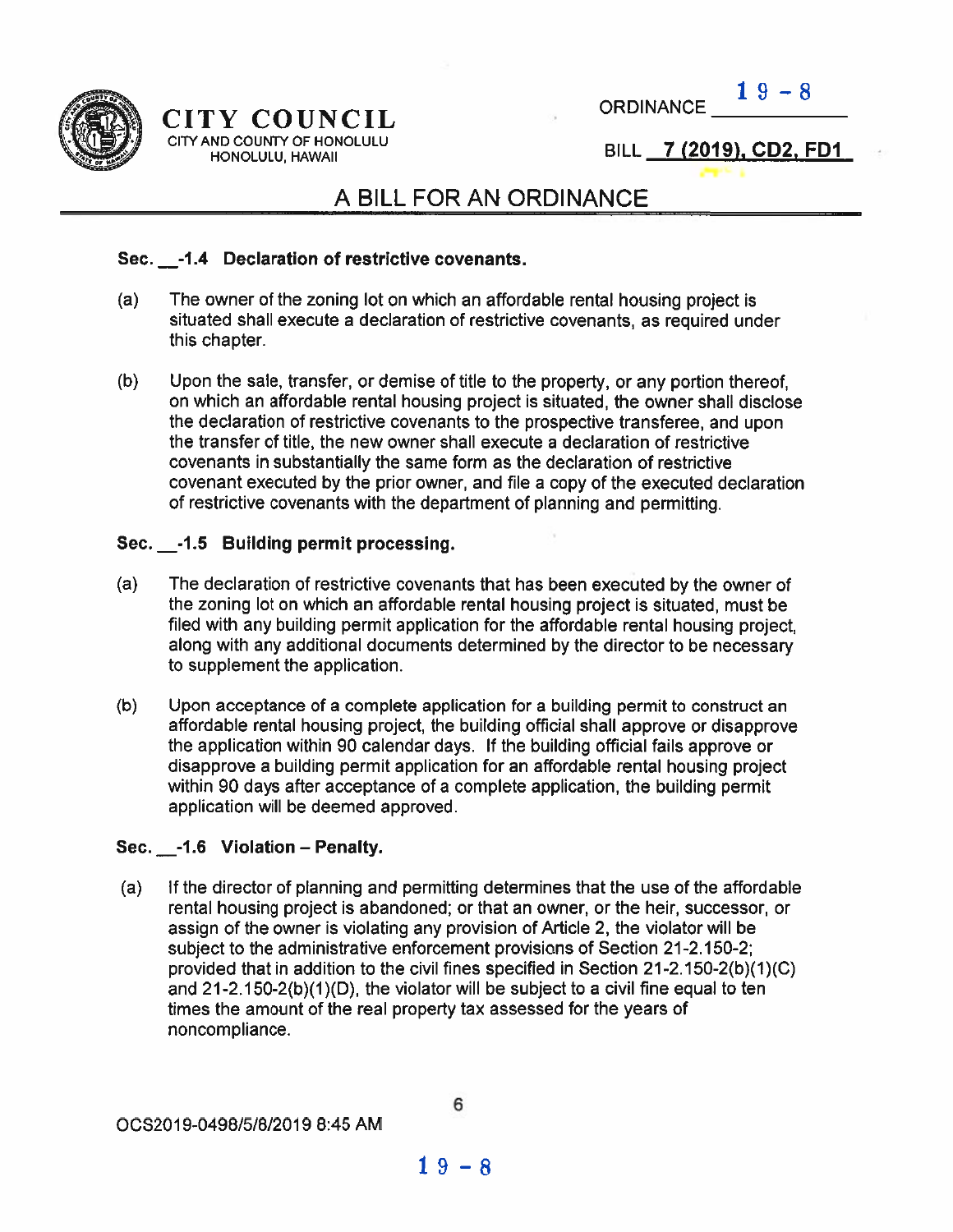CITY COUNCIL
CITY AND COUNTY OF HONOLULU
HONOLULU, HAWAII

ORDINANCE 19 - 8

BILL 7 (2019), CD2, FD1

## A BILL FOR AN ORDINANCE

**Sec. __-1.4 Declaration of restrictive covenants.**

(a) The owner of the zoning lot on which an affordable rental housing project is situated shall execute a declaration of restrictive covenants, as required under this chapter.

(b) Upon the sale, transfer, or demise of title to the property, or any portion thereof, on which an affordable rental housing project is situated, the owner shall disclose the declaration of restrictive covenants to the prospective transferee, and upon the transfer of title, the new owner shall execute a declaration of restrictive covenants in substantially the same form as the declaration of restrictive covenant executed by the prior owner, and file a copy of the executed declaration of restrictive covenants with the department of planning and permitting.

**Sec. __-1.5 Building permit processing.**

(a) The declaration of restrictive covenants that has been executed by the owner of the zoning lot on which an affordable rental housing project is situated, must be filed with any building permit application for the affordable rental housing project, along with any additional documents determined by the director to be necessary to supplement the application.

(b) Upon acceptance of a complete application for a building permit to construct an affordable rental housing project, the building official shall approve or disapprove the application within 90 calendar days. If the building official fails approve or disapprove a building permit application for an affordable rental housing project within 90 days after acceptance of a complete application, the building permit application will be deemed approved.

**Sec. __-1.6 Violation – Penalty.**

(a) If the director of planning and permitting determines that the use of the affordable rental housing project is abandoned; or that an owner, or the heir, successor, or assign of the owner is violating any provision of Article 2, the violator will be subject to the administrative enforcement provisions of Section 21-2.150-2; provided that in addition to the civil fines specified in Section 21-2.150-2(b)(1)(C) and 21-2.150-2(b)(1)(D), the violator will be subject to a civil fine equal to ten times the amount of the real property tax assessed for the years of noncompliance.

OCS2019-0498/5/8/2019 8:45 AM

19 - 8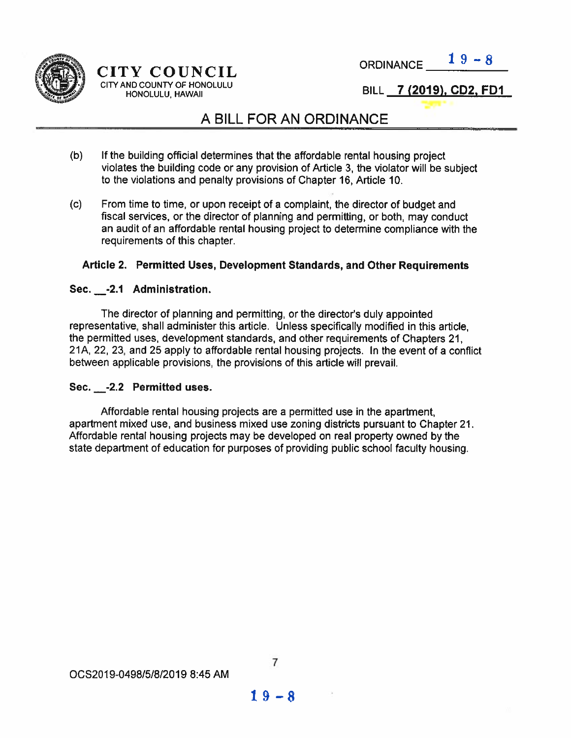(b) If the building official determines that the affordable rental housing project violates the building code or any provision of Article 3, the violator will be subject to the violations and penalty provisions of Chapter 16, Article 10.

(c) From time to time, or upon receipt of a complaint, the director of budget and fiscal services, or the director of planning and permitting, or both, may conduct an audit of an affordable rental housing project to determine compliance with the requirements of this chapter.

### Article 2. Permitted Uses, Development Standards, and Other Requirements

**Sec. __-2.1 Administration.**

The director of planning and permitting, or the director's duly appointed representative, shall administer this article. Unless specifically modified in this article, the permitted uses, development standards, and other requirements of Chapters 21, 21A, 22, 23, and 25 apply to affordable rental housing projects. In the event of a conflict between applicable provisions, the provisions of this article will prevail.

**Sec. __-2.2 Permitted uses.**

Affordable rental housing projects are a permitted use in the apartment, apartment mixed use, and business mixed use zoning districts pursuant to Chapter 21. Affordable rental housing projects may be developed on real property owned by the state department of education for purposes of providing public school faculty housing.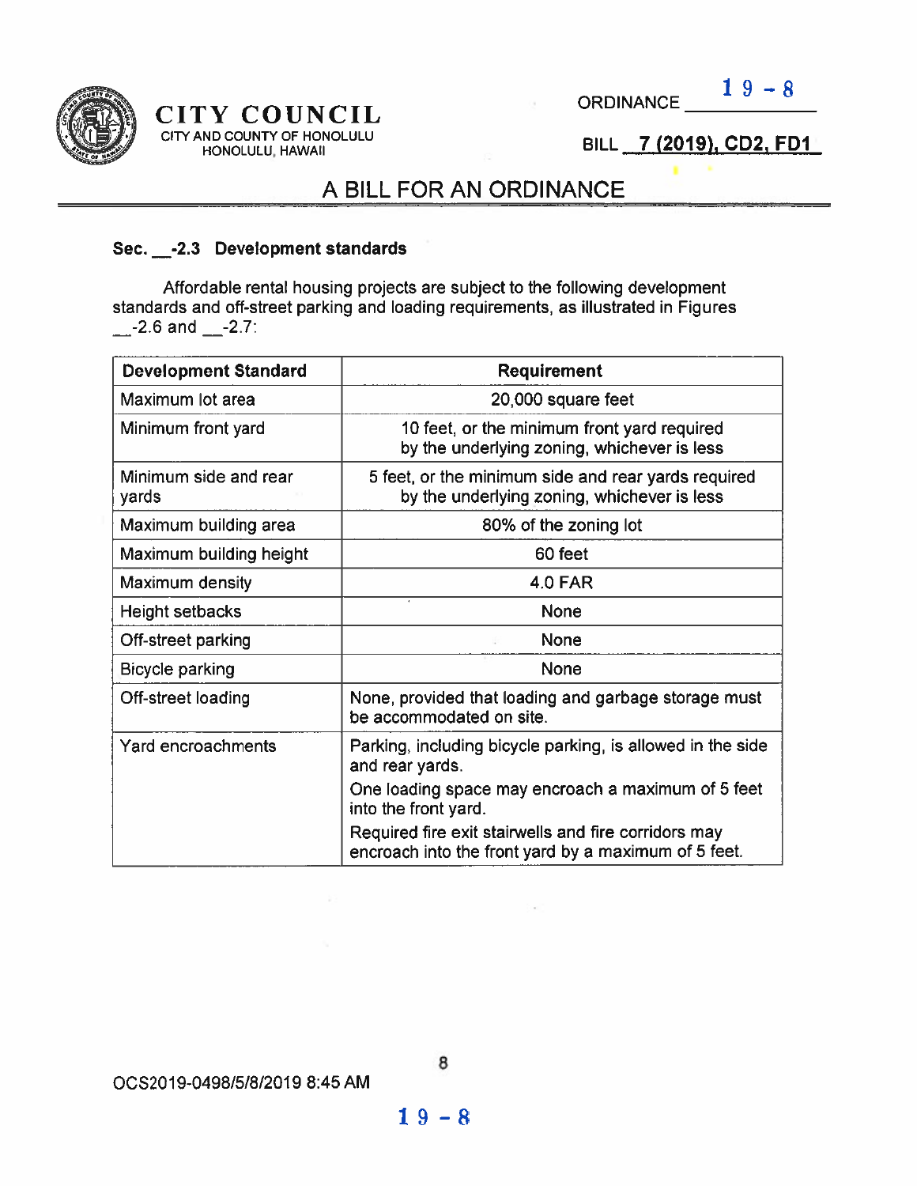**Sec. __-2.3 Development standards**

Affordable rental housing projects are subject to the following development standards and off-street parking and loading requirements, as illustrated in Figures __-2.6 and __-2.7:

| Development Standard | Requirement |
|---|---|
| Maximum lot area | 20,000 square feet |
| Minimum front yard | 10 feet, or the minimum front yard required by the underlying zoning, whichever is less |
| Minimum side and rear yards | 5 feet, or the minimum side and rear yards required by the underlying zoning, whichever is less |
| Maximum building area | 80% of the zoning lot |
| Maximum building height | 60 feet |
| Maximum density | 4.0 FAR |
| Height setbacks | None |
| Off-street parking | None |
| Bicycle parking | None |
| Off-street loading | None, provided that loading and garbage storage must be accommodated on site. |
| Yard encroachments | Parking, including bicycle parking, is allowed in the side and rear yards.<br>One loading space may encroach a maximum of 5 feet into the front yard.<br>Required fire exit stairwells and fire corridors may encroach into the front yard by a maximum of 5 feet. |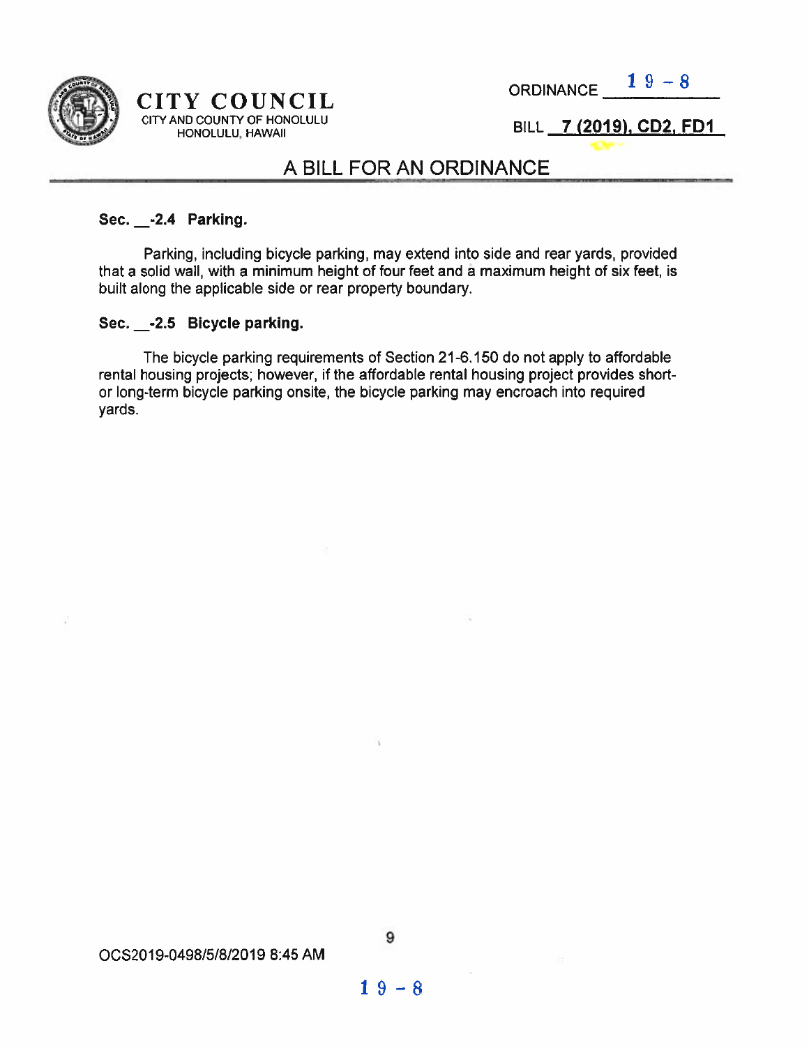**Sec. __-2.4 Parking.**

Parking, including bicycle parking, may extend into side and rear yards, provided that a solid wall, with a minimum height of four feet and a maximum height of six feet, is built along the applicable side or rear property boundary.

**Sec. __-2.5 Bicycle parking.**

The bicycle parking requirements of Section 21-6.150 do not apply to affordable rental housing projects; however, if the affordable rental housing project provides short- or long-term bicycle parking onsite, the bicycle parking may encroach into required yards.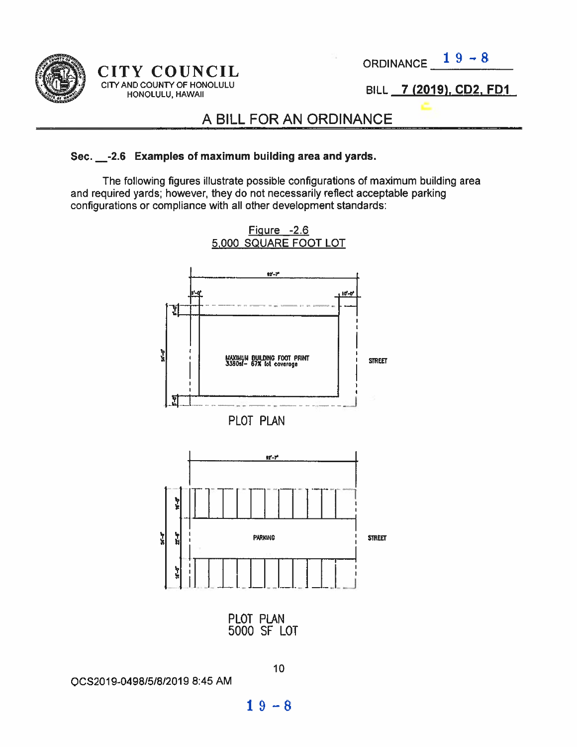ORDINANCE 19-8

BILL 7 (2019), CD2, FD1

# CITY COUNCIL
CITY AND COUNTY OF HONOLULU
HONOLULU, HAWAII

## A BILL FOR AN ORDINANCE

**Sec. __-2.6 Examples of maximum building area and yards.**

The following figures illustrate possible configurations of maximum building area and required yards; however, they do not necessarily reflect acceptable parking configurations or compliance with all other development standards:

Figure -2.6
5,000 SQUARE FOOT LOT

MAXIMUM BUILDING FOOT PRINT
3380sf– 67% lot coverage

STREET

PLOT PLAN

PARKING

STREET

PLOT PLAN
5000 SF LOT

OCS2019-0498/5/8/2019 8:45 AM

19-8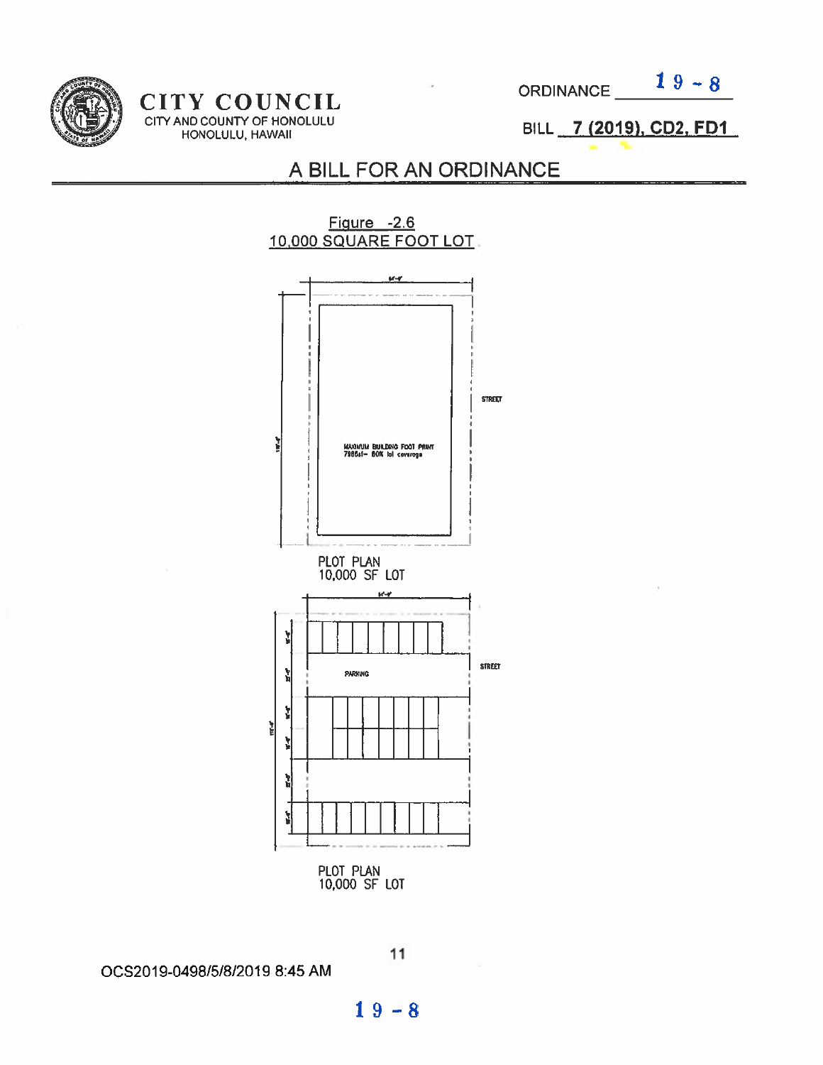CITY COUNCIL
CITY AND COUNTY OF HONOLULU
HONOLULU, HAWAII

ORDINANCE 19-8

BILL 7 (2019), CD2, FD1

# A BILL FOR AN ORDINANCE

Figure -2.6
10,000 SQUARE FOOT LOT

STREET

MAXIMUM BUILDING FOOT PRINT
7986sf– 80% lot coverage

PLOT PLAN
10,000 SF LOT

STREET

PARKING

PLOT PLAN
10,000 SF LOT

OCS2019-0498/5/8/2019 8:45 AM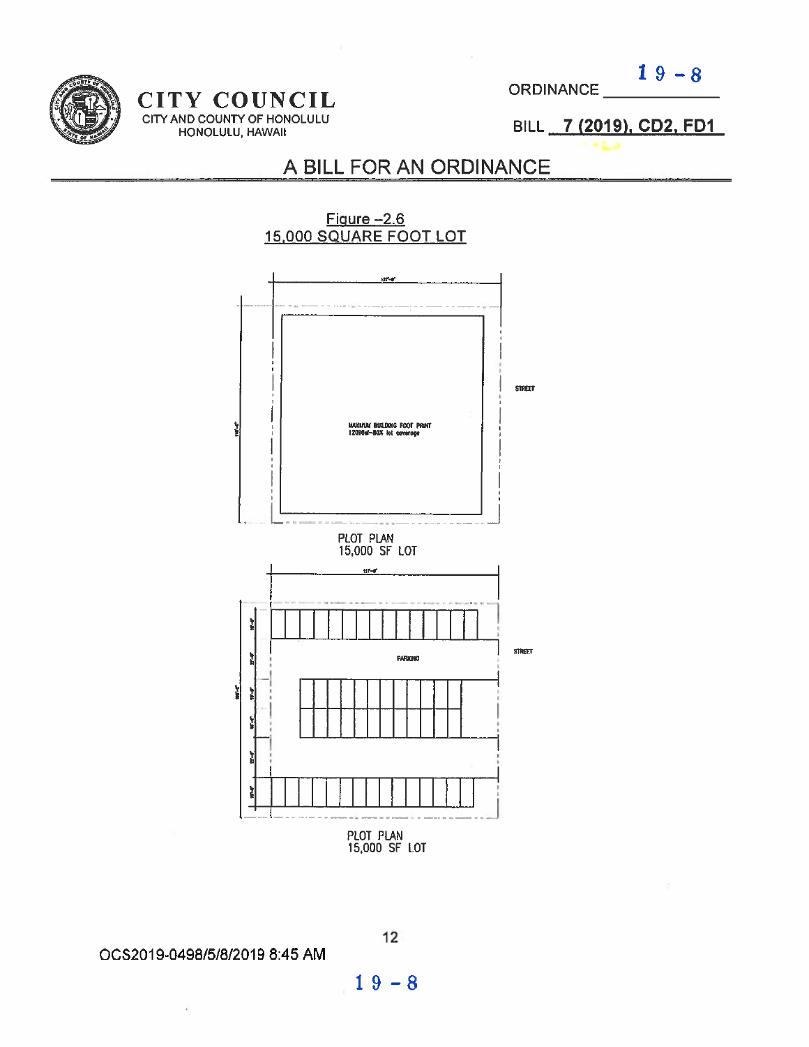ORDINANCE 19-8

BILL 7 (2019), CD2, FD1

# A BILL FOR AN ORDINANCE

Figure –2.6
15,000 SQUARE FOOT LOT

127'-0"

STREET

MAXIMUM BUILDING FOOT PRINT
12000sf–80% lot coverage

PLOT PLAN
15,000 SF LOT

127'-0"

STREET

PARKING

PLOT PLAN
15,000 SF LOT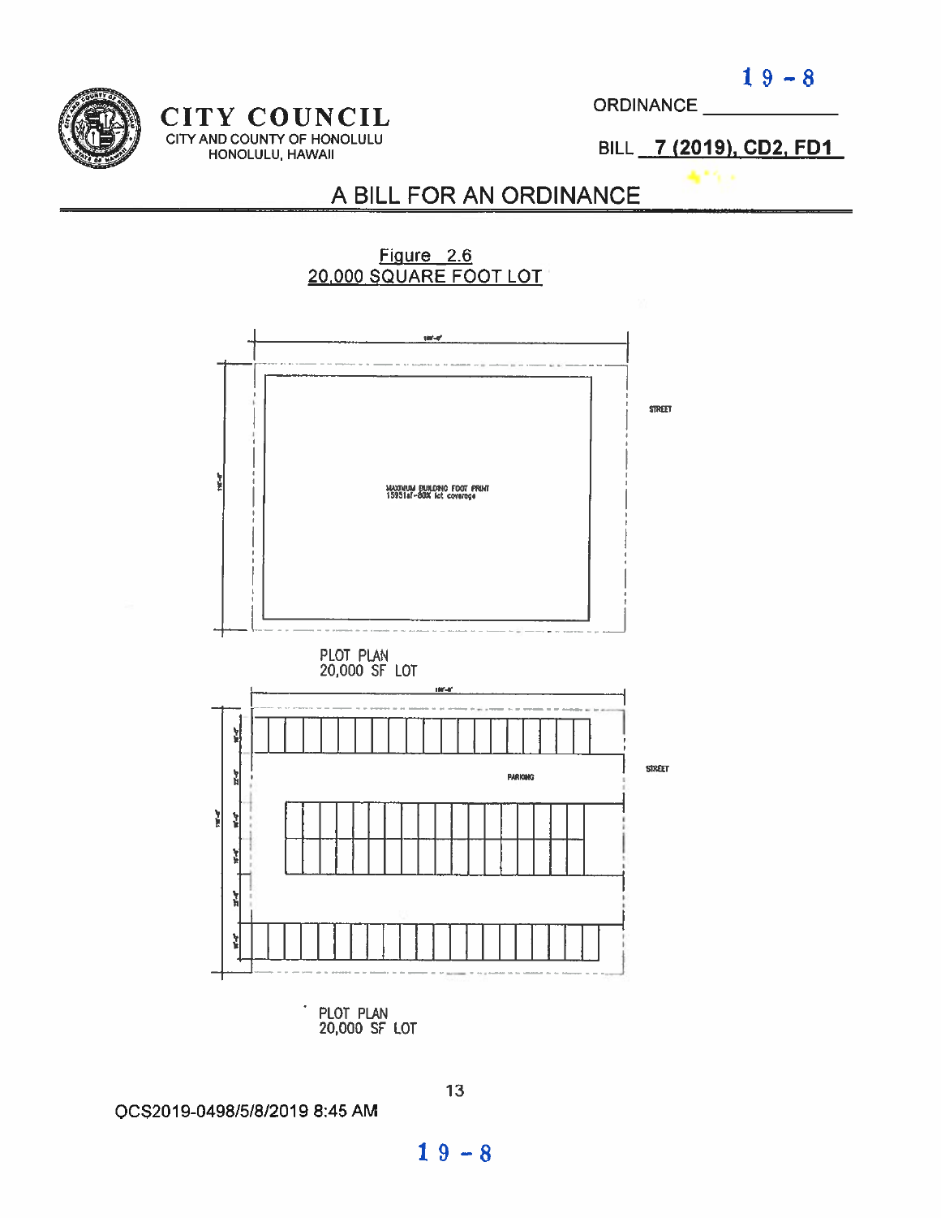Figure 2.6
20,000 SQUARE FOOT LOT

MAXIMUM BUILDING FOOT PRINT
15951sf-80% lot coverage

STREET

PLOT PLAN
20,000 SF LOT

PARKING

STREET

PLOT PLAN
20,000 SF LOT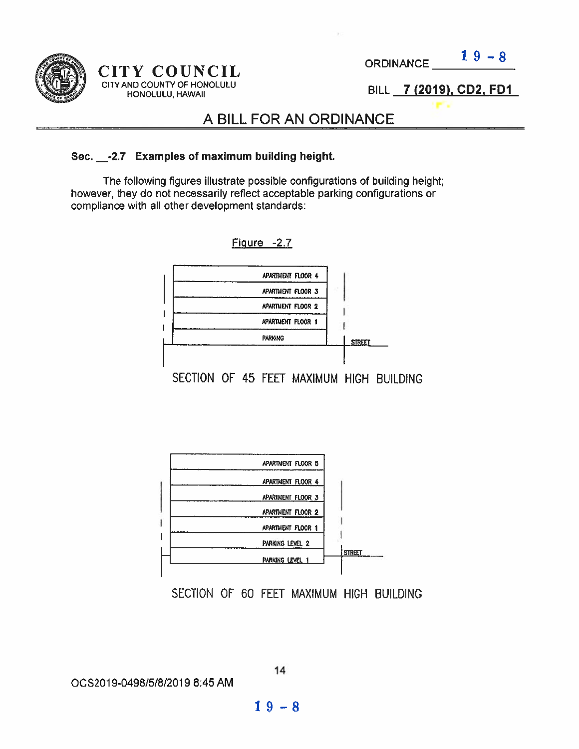**Sec. __-2.7 Examples of maximum building height.**

The following figures illustrate possible configurations of building height; however, they do not necessarily reflect acceptable parking configurations or compliance with all other development standards:

Figure -2.7

APARTMENT FLOOR 4
APARTMENT FLOOR 3
APARTMENT FLOOR 2
APARTMENT FLOOR 1
PARKING
STREET

SECTION OF 45 FEET MAXIMUM HIGH BUILDING

APARTMENT FLOOR 5
APARTMENT FLOOR 4
APARTMENT FLOOR 3
APARTMENT FLOOR 2
APARTMENT FLOOR 1
PARKING LEVEL 2
PARKING LEVEL 1
STREET

SECTION OF 60 FEET MAXIMUM HIGH BUILDING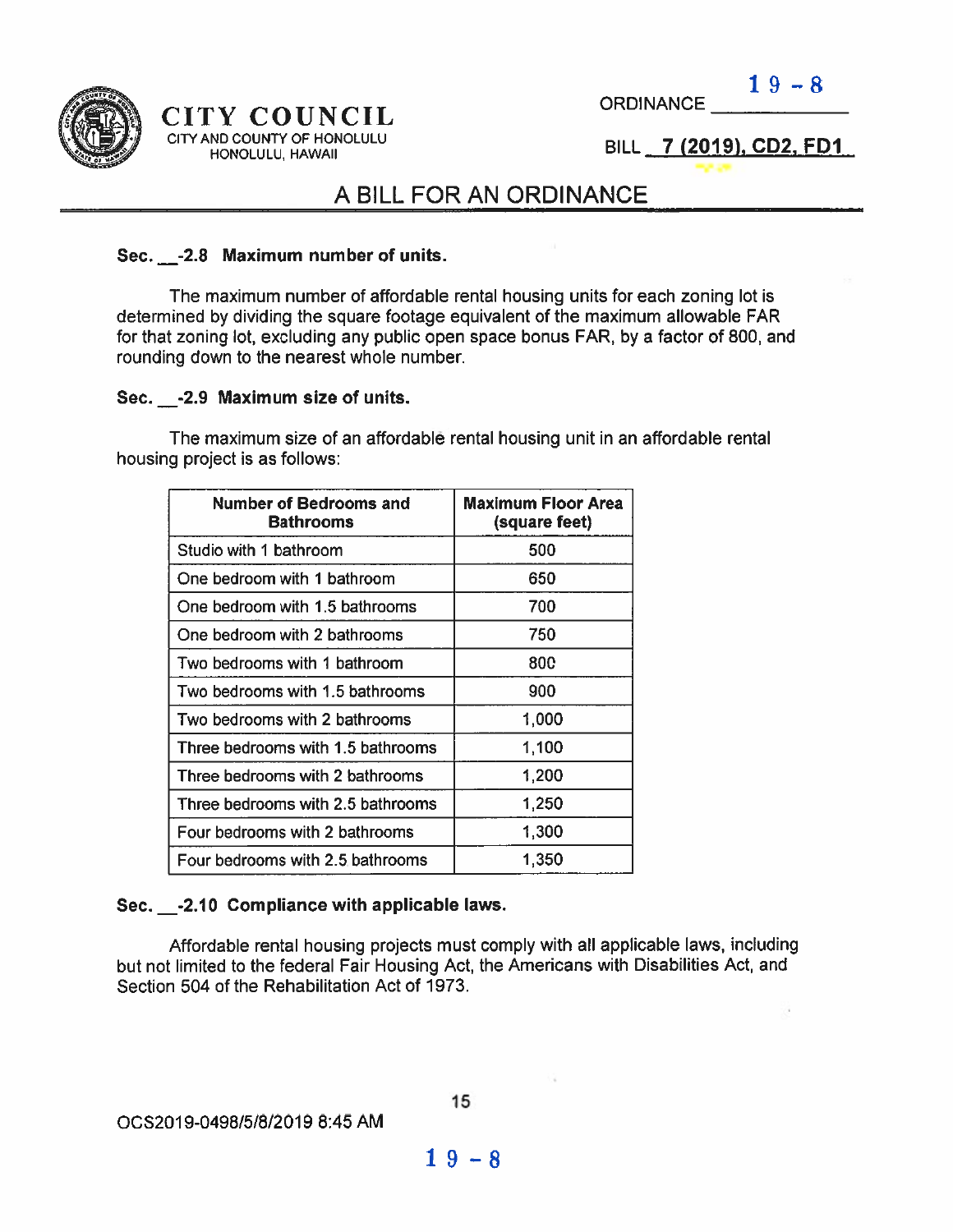**Sec. __-2.8 Maximum number of units.**

The maximum number of affordable rental housing units for each zoning lot is determined by dividing the square footage equivalent of the maximum allowable FAR for that zoning lot, excluding any public open space bonus FAR, by a factor of 800, and rounding down to the nearest whole number.

**Sec. __-2.9 Maximum size of units.**

The maximum size of an affordable rental housing unit in an affordable rental housing project is as follows:

| Number of Bedrooms and Bathrooms | Maximum Floor Area (square feet) |
|---|---|
| Studio with 1 bathroom | 500 |
| One bedroom with 1 bathroom | 650 |
| One bedroom with 1.5 bathrooms | 700 |
| One bedroom with 2 bathrooms | 750 |
| Two bedrooms with 1 bathroom | 800 |
| Two bedrooms with 1.5 bathrooms | 900 |
| Two bedrooms with 2 bathrooms | 1,000 |
| Three bedrooms with 1.5 bathrooms | 1,100 |
| Three bedrooms with 2 bathrooms | 1,200 |
| Three bedrooms with 2.5 bathrooms | 1,250 |
| Four bedrooms with 2 bathrooms | 1,300 |
| Four bedrooms with 2.5 bathrooms | 1,350 |

**Sec. __-2.10 Compliance with applicable laws.**

Affordable rental housing projects must comply with all applicable laws, including but not limited to the federal Fair Housing Act, the Americans with Disabilities Act, and Section 504 of the Rehabilitation Act of 1973.

OCS2019-0498/5/8/2019 8:45 AM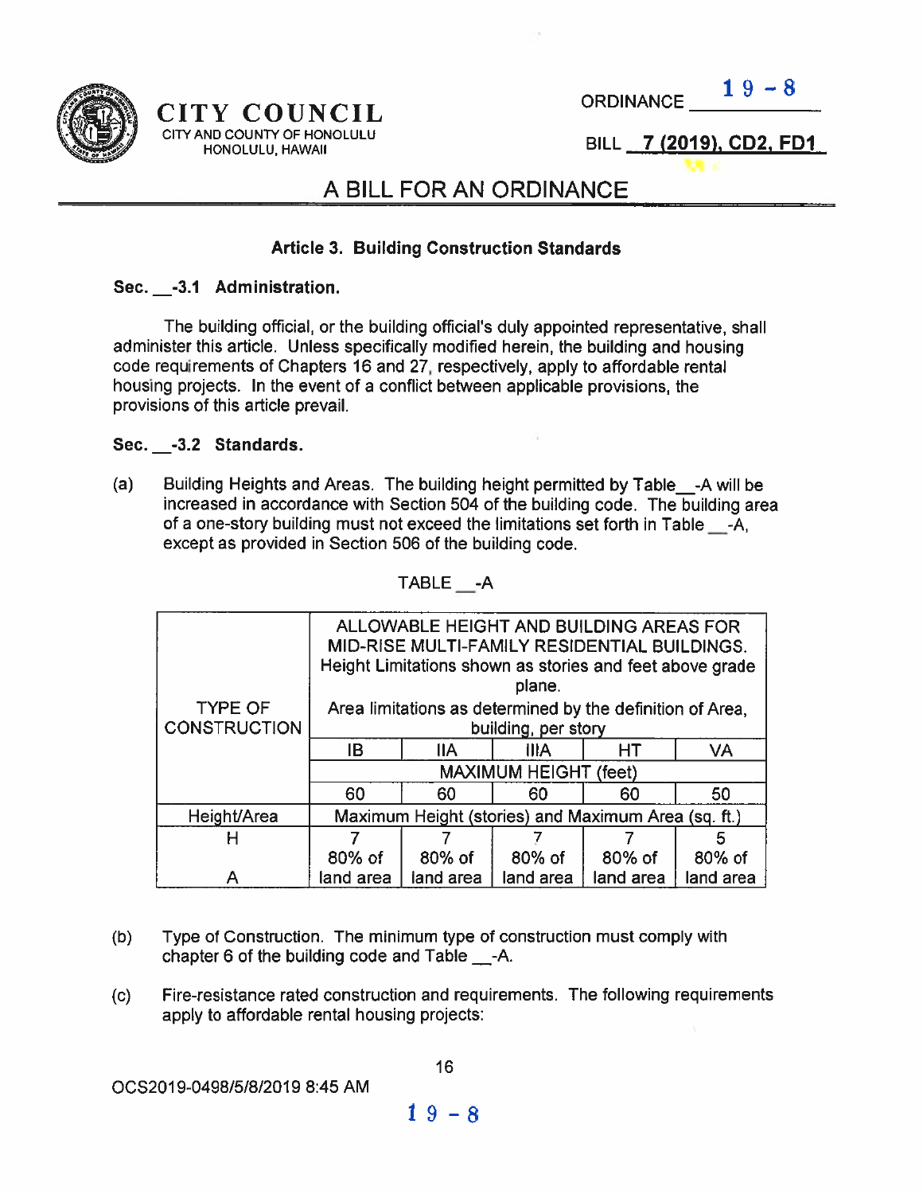CITY COUNCIL
CITY AND COUNTY OF HONOLULU
HONOLULU, HAWAII

ORDINANCE 19-8

BILL 7 (2019), CD2, FD1

# A BILL FOR AN ORDINANCE

### Article 3. Building Construction Standards

**Sec. __-3.1 Administration.**

The building official, or the building official's duly appointed representative, shall administer this article. Unless specifically modified herein, the building and housing code requirements of Chapters 16 and 27, respectively, apply to affordable rental housing projects. In the event of a conflict between applicable provisions, the provisions of this article prevail.

**Sec. __-3.2 Standards.**

(a) Building Heights and Areas. The building height permitted by Table__-A will be increased in accordance with Section 504 of the building code. The building area of a one-story building must not exceed the limitations set forth in Table __-A, except as provided in Section 506 of the building code.

TABLE __-A

| TYPE OF CONSTRUCTION | ALLOWABLE HEIGHT AND BUILDING AREAS FOR MID-RISE MULTI-FAMILY RESIDENTIAL BUILDINGS. Height Limitations shown as stories and feet above grade plane. Area limitations as determined by the definition of Area, building, per story | | | | |
|---|---|---|---|---|---|
| | IB | IIA | IIIA | HT | VA |
| | MAXIMUM HEIGHT (feet) | | | | |
| | 60 | 60 | 60 | 60 | 50 |
| Height/Area | Maximum Height (stories) and Maximum Area (sq. ft.) | | | | |
| H | 7 | 7 | 7 | 7 | 5 |
| A | 80% of land area | 80% of land area | 80% of land area | 80% of land area | 80% of land area |

(b) Type of Construction. The minimum type of construction must comply with chapter 6 of the building code and Table __-A.

(c) Fire-resistance rated construction and requirements. The following requirements apply to affordable rental housing projects:

OCS2019-0498/5/8/2019 8:45 AM

19-8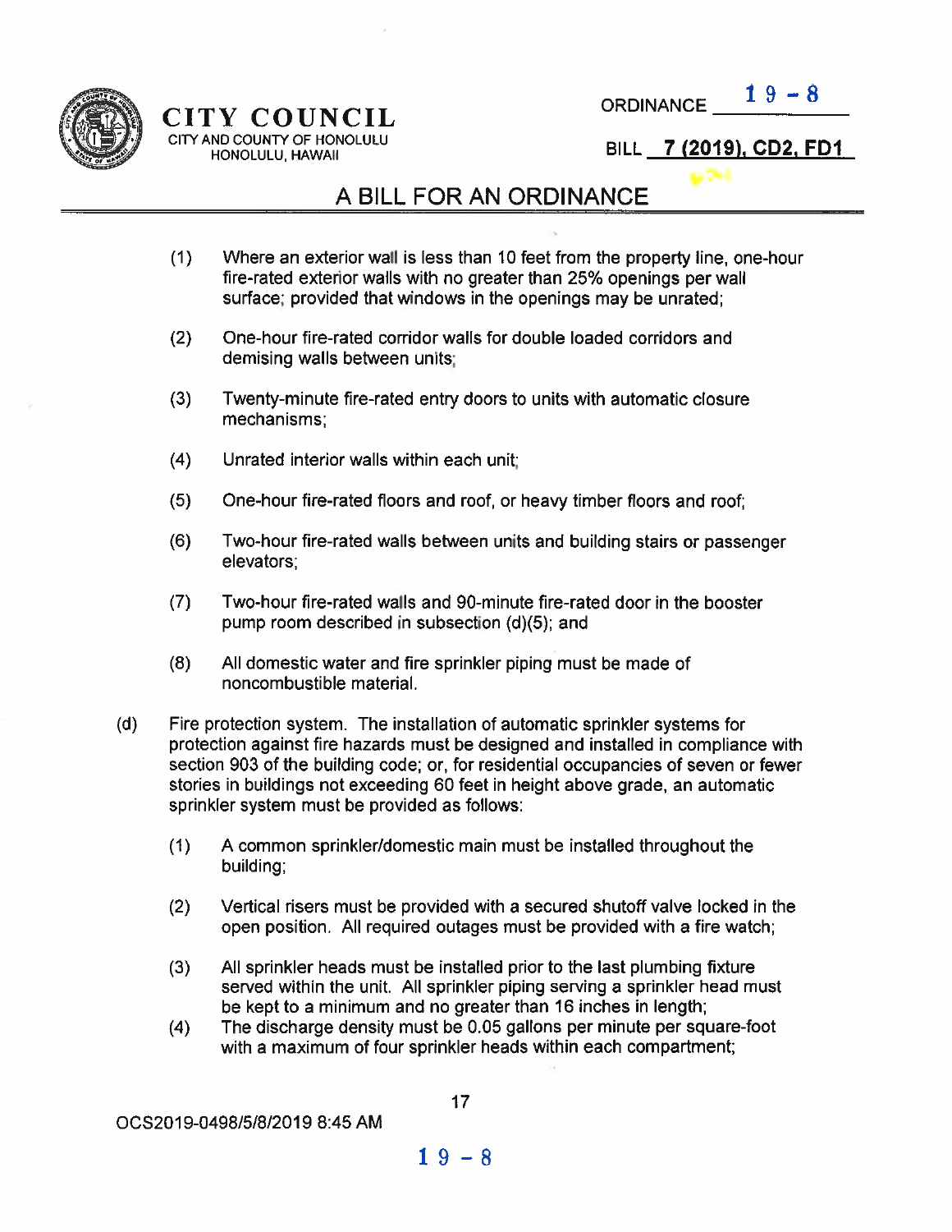(1) Where an exterior wall is less than 10 feet from the property line, one-hour fire-rated exterior walls with no greater than 25% openings per wall surface; provided that windows in the openings may be unrated;

(2) One-hour fire-rated corridor walls for double loaded corridors and demising walls between units;

(3) Twenty-minute fire-rated entry doors to units with automatic closure mechanisms;

(4) Unrated interior walls within each unit;

(5) One-hour fire-rated floors and roof, or heavy timber floors and roof;

(6) Two-hour fire-rated walls between units and building stairs or passenger elevators;

(7) Two-hour fire-rated walls and 90-minute fire-rated door in the booster pump room described in subsection (d)(5); and

(8) All domestic water and fire sprinkler piping must be made of noncombustible material.

(d) Fire protection system. The installation of automatic sprinkler systems for protection against fire hazards must be designed and installed in compliance with section 903 of the building code; or, for residential occupancies of seven or fewer stories in buildings not exceeding 60 feet in height above grade, an automatic sprinkler system must be provided as follows:

(1) A common sprinkler/domestic main must be installed throughout the building;

(2) Vertical risers must be provided with a secured shutoff valve locked in the open position. All required outages must be provided with a fire watch;

(3) All sprinkler heads must be installed prior to the last plumbing fixture served within the unit. All sprinkler piping serving a sprinkler head must be kept to a minimum and no greater than 16 inches in length;

(4) The discharge density must be 0.05 gallons per minute per square-foot with a maximum of four sprinkler heads within each compartment;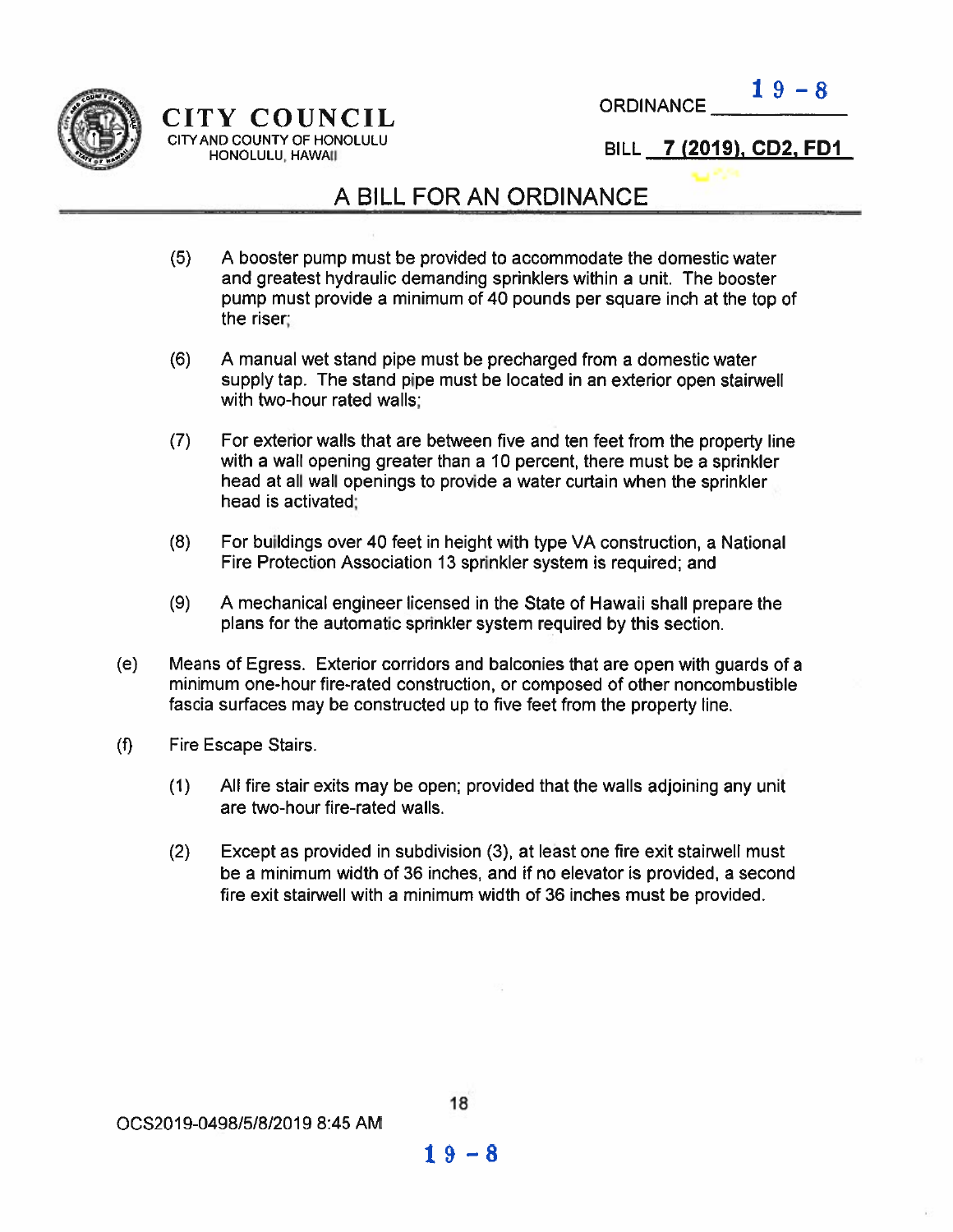(5) A booster pump must be provided to accommodate the domestic water and greatest hydraulic demanding sprinklers within a unit. The booster pump must provide a minimum of 40 pounds per square inch at the top of the riser;

(6) A manual wet stand pipe must be precharged from a domestic water supply tap. The stand pipe must be located in an exterior open stairwell with two-hour rated walls;

(7) For exterior walls that are between five and ten feet from the property line with a wall opening greater than a 10 percent, there must be a sprinkler head at all wall openings to provide a water curtain when the sprinkler head is activated;

(8) For buildings over 40 feet in height with type VA construction, a National Fire Protection Association 13 sprinkler system is required; and

(9) A mechanical engineer licensed in the State of Hawaii shall prepare the plans for the automatic sprinkler system required by this section.

(e) Means of Egress. Exterior corridors and balconies that are open with guards of a minimum one-hour fire-rated construction, or composed of other noncombustible fascia surfaces may be constructed up to five feet from the property line.

(f) Fire Escape Stairs.

(1) All fire stair exits may be open; provided that the walls adjoining any unit are two-hour fire-rated walls.

(2) Except as provided in subdivision (3), at least one fire exit stairwell must be a minimum width of 36 inches, and if no elevator is provided, a second fire exit stairwell with a minimum width of 36 inches must be provided.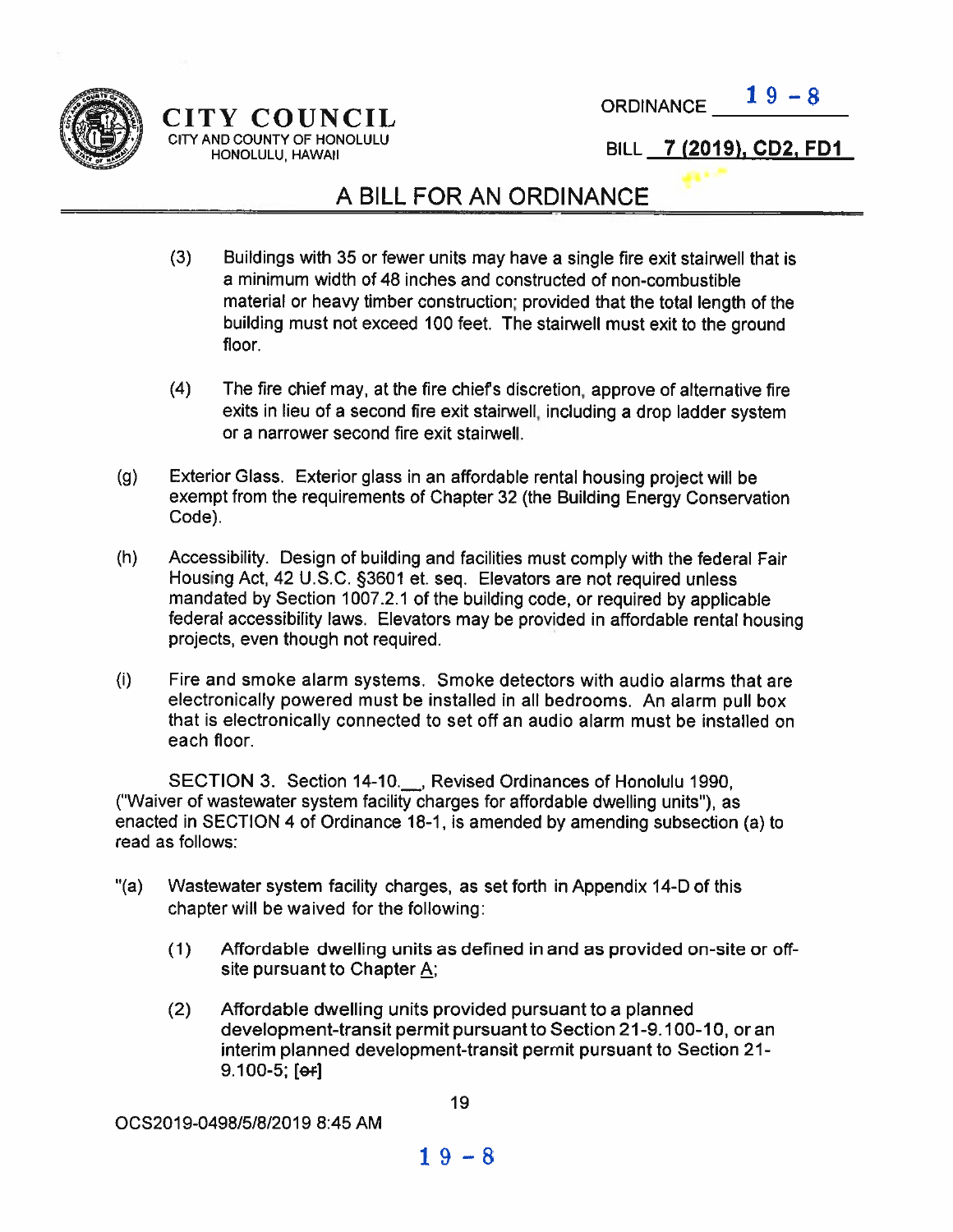(3) Buildings with 35 or fewer units may have a single fire exit stairwell that is a minimum width of 48 inches and constructed of non-combustible material or heavy timber construction; provided that the total length of the building must not exceed 100 feet. The stairwell must exit to the ground floor.

(4) The fire chief may, at the fire chief's discretion, approve of alternative fire exits in lieu of a second fire exit stairwell, including a drop ladder system or a narrower second fire exit stairwell.

(g) Exterior Glass. Exterior glass in an affordable rental housing project will be exempt from the requirements of Chapter 32 (the Building Energy Conservation Code).

(h) Accessibility. Design of building and facilities must comply with the federal Fair Housing Act, 42 U.S.C. §3601 et. seq. Elevators are not required unless mandated by Section 1007.2.1 of the building code, or required by applicable federal accessibility laws. Elevators may be provided in affordable rental housing projects, even though not required.

(i) Fire and smoke alarm systems. Smoke detectors with audio alarms that are electronically powered must be installed in all bedrooms. An alarm pull box that is electronically connected to set off an audio alarm must be installed on each floor.

SECTION 3. Section 14-10.__, Revised Ordinances of Honolulu 1990, ("Waiver of wastewater system facility charges for affordable dwelling units"), as enacted in SECTION 4 of Ordinance 18-1, is amended by amending subsection (a) to read as follows:

"(a) Wastewater system facility charges, as set forth in Appendix 14-D of this chapter will be waived for the following:

(1) Affordable dwelling units as defined in and as provided on-site or off-site pursuant to Chapter A;

(2) Affordable dwelling units provided pursuant to a planned development-transit permit pursuant to Section 21-9.100-10, or an interim planned development-transit permit pursuant to Section 21-9.100-5; [~~or~~]

OCS2019-0498/5/8/2019 8:45 AM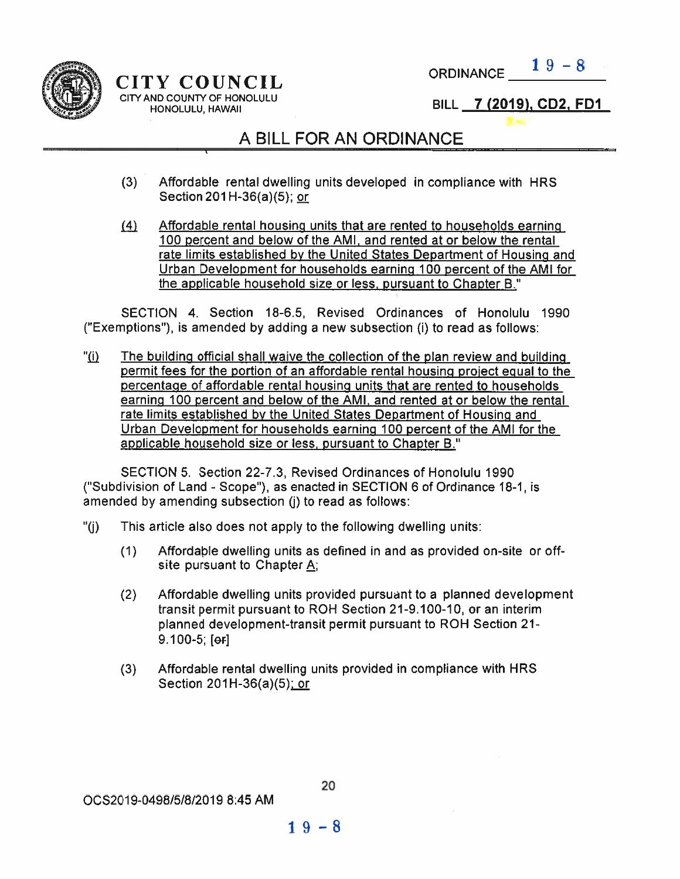(3) Affordable rental dwelling units developed in compliance with HRS Section 201H-36(a)(5); or

(4) Affordable rental housing units that are rented to households earning 100 percent and below of the AMI, and rented at or below the rental rate limits established by the United States Department of Housing and Urban Development for households earning 100 percent of the AMI for the applicable household size or less, pursuant to Chapter B."

SECTION 4. Section 18-6.5, Revised Ordinances of Honolulu 1990 ("Exemptions"), is amended by adding a new subsection (i) to read as follows:

"(i) The building official shall waive the collection of the plan review and building permit fees for the portion of an affordable rental housing project equal to the percentage of affordable rental housing units that are rented to households earning 100 percent and below of the AMI, and rented at or below the rental rate limits established by the United States Department of Housing and Urban Development for households earning 100 percent of the AMI for the applicable household size or less, pursuant to Chapter B."

SECTION 5. Section 22-7.3, Revised Ordinances of Honolulu 1990 ("Subdivision of Land - Scope"), as enacted in SECTION 6 of Ordinance 18-1, is amended by amending subsection (j) to read as follows:

"(j) This article also does not apply to the following dwelling units:

(1) Affordable dwelling units as defined in and as provided on-site or off-site pursuant to Chapter A;

(2) Affordable dwelling units provided pursuant to a planned development transit permit pursuant to ROH Section 21-9.100-10, or an interim planned development-transit permit pursuant to ROH Section 21-9.100-5; [or]

(3) Affordable rental dwelling units provided in compliance with HRS Section 201H-36(a)(5); or

OCS2019-0498/5/8/2019 8:45 AM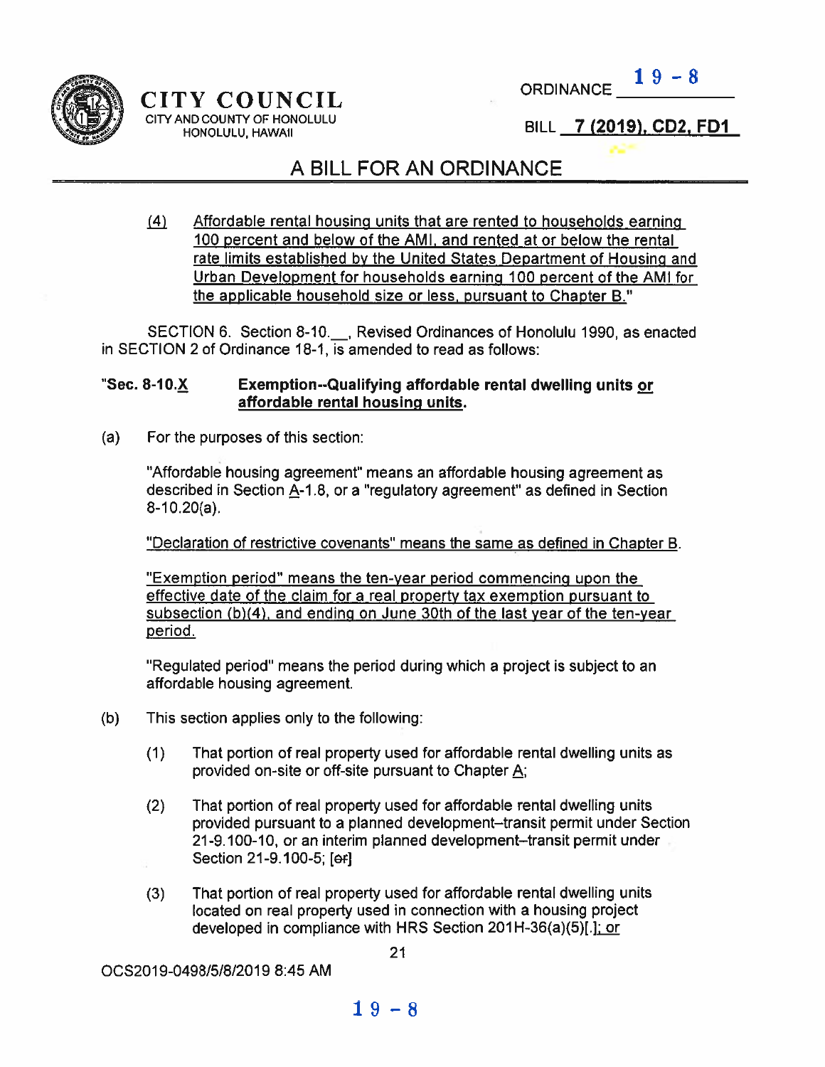(4) Affordable rental housing units that are rented to households earning 100 percent and below of the AMI, and rented at or below the rental rate limits established by the United States Department of Housing and Urban Development for households earning 100 percent of the AMI for the applicable household size or less, pursuant to Chapter B."

SECTION 6. Section 8-10.__, Revised Ordinances of Honolulu 1990, as enacted in SECTION 2 of Ordinance 18-1, is amended to read as follows:

**"Sec. 8-10.X Exemption--Qualifying affordable rental dwelling units or affordable rental housing units.**

(a) For the purposes of this section:

"Affordable housing agreement" means an affordable housing agreement as described in Section A-1.8, or a "regulatory agreement" as defined in Section 8-10.20(a).

"Declaration of restrictive covenants" means the same as defined in Chapter B.

"Exemption period" means the ten-year period commencing upon the effective date of the claim for a real property tax exemption pursuant to subsection (b)(4), and ending on June 30th of the last year of the ten-year period.

"Regulated period" means the period during which a project is subject to an affordable housing agreement.

(b) This section applies only to the following:

(1) That portion of real property used for affordable rental dwelling units as provided on-site or off-site pursuant to Chapter A;

(2) That portion of real property used for affordable rental dwelling units provided pursuant to a planned development–transit permit under Section 21-9.100-10, or an interim planned development–transit permit under Section 21-9.100-5; [or]

(3) That portion of real property used for affordable rental dwelling units located on real property used in connection with a housing project developed in compliance with HRS Section 201H-36(a)(5)[.]; or

OCS2019-0498/5/8/2019 8:45 AM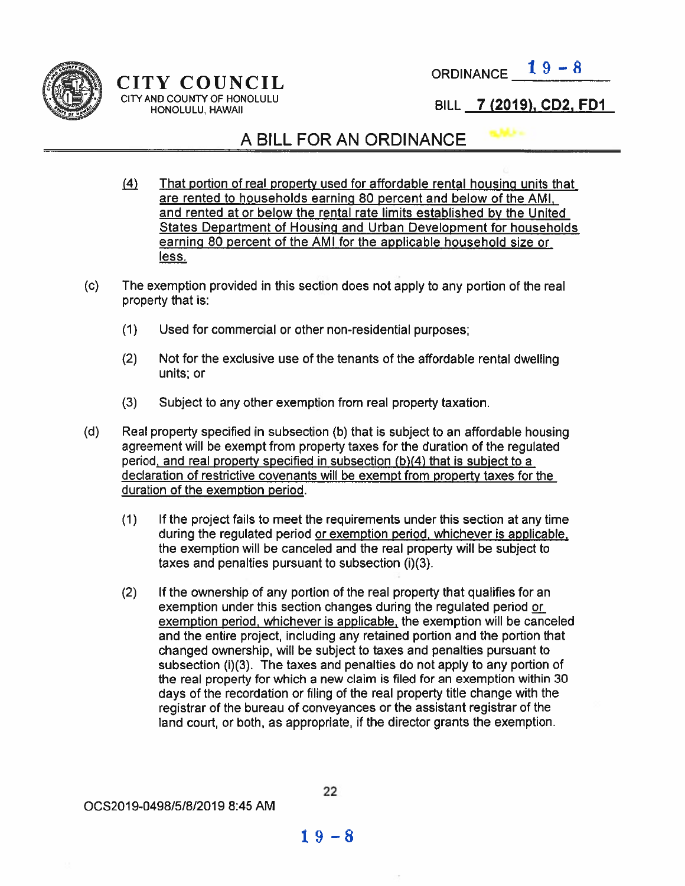(4) <u>That portion of real property used for affordable rental housing units that are rented to households earning 80 percent and below of the AMI, and rented at or below the rental rate limits established by the United States Department of Housing and Urban Development for households earning 80 percent of the AMI for the applicable household size or less.</u>

(c) The exemption provided in this section does not apply to any portion of the real property that is:

(1) Used for commercial or other non-residential purposes;

(2) Not for the exclusive use of the tenants of the affordable rental dwelling units; or

(3) Subject to any other exemption from real property taxation.

(d) Real property specified in subsection (b) that is subject to an affordable housing agreement will be exempt from property taxes for the duration of the regulated period<u>, and real property specified in subsection (b)(4) that is subject to a declaration of restrictive covenants will be exempt from property taxes for the duration of the exemption period</u>.

(1) If the project fails to meet the requirements under this section at any time during the regulated period <u>or exemption period, whichever is applicable,</u> the exemption will be canceled and the real property will be subject to taxes and penalties pursuant to subsection (i)(3).

(2) If the ownership of any portion of the real property that qualifies for an exemption under this section changes during the regulated period <u>or exemption period, whichever is applicable,</u> the exemption will be canceled and the entire project, including any retained portion and the portion that changed ownership, will be subject to taxes and penalties pursuant to subsection (i)(3). The taxes and penalties do not apply to any portion of the real property for which a new claim is filed for an exemption within 30 days of the recordation or filing of the real property title change with the registrar of the bureau of conveyances or the assistant registrar of the land court, or both, as appropriate, if the director grants the exemption.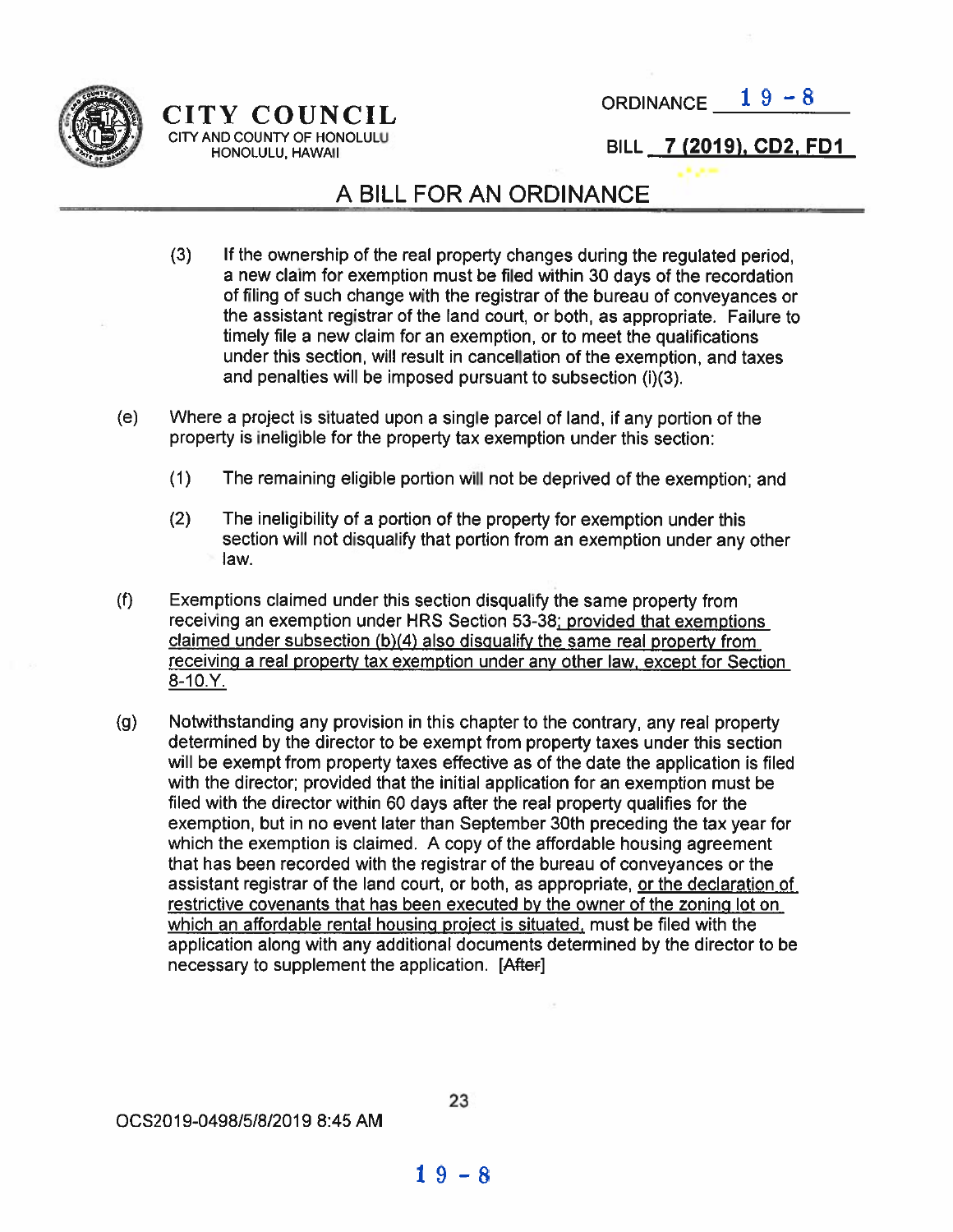(3) If the ownership of the real property changes during the regulated period, a new claim for exemption must be filed within 30 days of the recordation of filing of such change with the registrar of the bureau of conveyances or the assistant registrar of the land court, or both, as appropriate. Failure to timely file a new claim for an exemption, or to meet the qualifications under this section, will result in cancellation of the exemption, and taxes and penalties will be imposed pursuant to subsection (i)(3).

(e) Where a project is situated upon a single parcel of land, if any portion of the property is ineligible for the property tax exemption under this section:

(1) The remaining eligible portion will not be deprived of the exemption; and

(2) The ineligibility of a portion of the property for exemption under this section will not disqualify that portion from an exemption under any other law.

(f) Exemptions claimed under this section disqualify the same property from receiving an exemption under HRS Section 53-38; provided that exemptions claimed under subsection (b)(4) also disqualify the same real property from receiving a real property tax exemption under any other law, except for Section 8-10.Y.

(g) Notwithstanding any provision in this chapter to the contrary, any real property determined by the director to be exempt from property taxes under this section will be exempt from property taxes effective as of the date the application is filed with the director; provided that the initial application for an exemption must be filed with the director within 60 days after the real property qualifies for the exemption, but in no event later than September 30th preceding the tax year for which the exemption is claimed. A copy of the affordable housing agreement that has been recorded with the registrar of the bureau of conveyances or the assistant registrar of the land court, or both, as appropriate, or the declaration of restrictive covenants that has been executed by the owner of the zoning lot on which an affordable rental housing project is situated, must be filed with the application along with any additional documents determined by the director to be necessary to supplement the application. [~~After~~]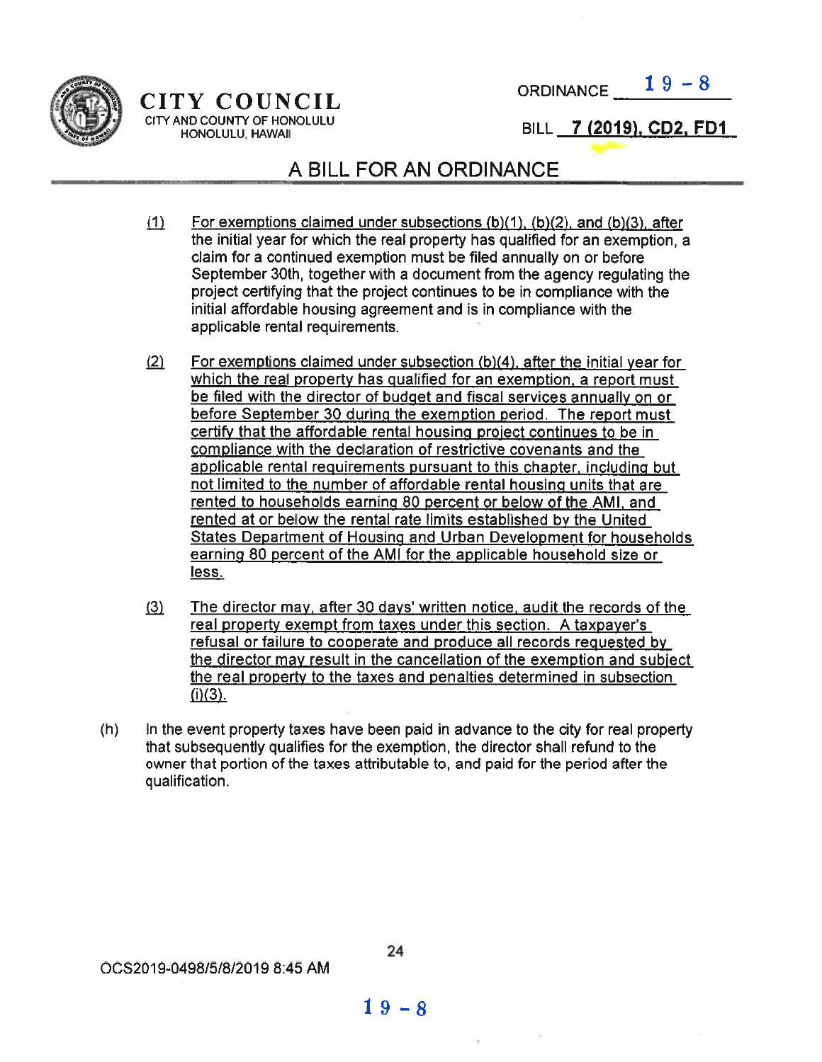(1) For exemptions claimed under subsections (b)(1), (b)(2), and (b)(3), after the initial year for which the real property has qualified for an exemption, a claim for a continued exemption must be filed annually on or before September 30th, together with a document from the agency regulating the project certifying that the project continues to be in compliance with the initial affordable housing agreement and is in compliance with the applicable rental requirements.

(2) For exemptions claimed under subsection (b)(4), after the initial year for which the real property has qualified for an exemption, a report must be filed with the director of budget and fiscal services annually on or before September 30 during the exemption period. The report must certify that the affordable rental housing project continues to be in compliance with the declaration of restrictive covenants and the applicable rental requirements pursuant to this chapter, including but not limited to the number of affordable rental housing units that are rented to households earning 80 percent or below of the AMI, and rented at or below the rental rate limits established by the United States Department of Housing and Urban Development for households earning 80 percent of the AMI for the applicable household size or less.

(3) The director may, after 30 days' written notice, audit the records of the real property exempt from taxes under this section. A taxpayer's refusal or failure to cooperate and produce all records requested by the director may result in the cancellation of the exemption and subject the real property to the taxes and penalties determined in subsection (i)(3).

(h) In the event property taxes have been paid in advance to the city for real property that subsequently qualifies for the exemption, the director shall refund to the owner that portion of the taxes attributable to, and paid for the period after the qualification.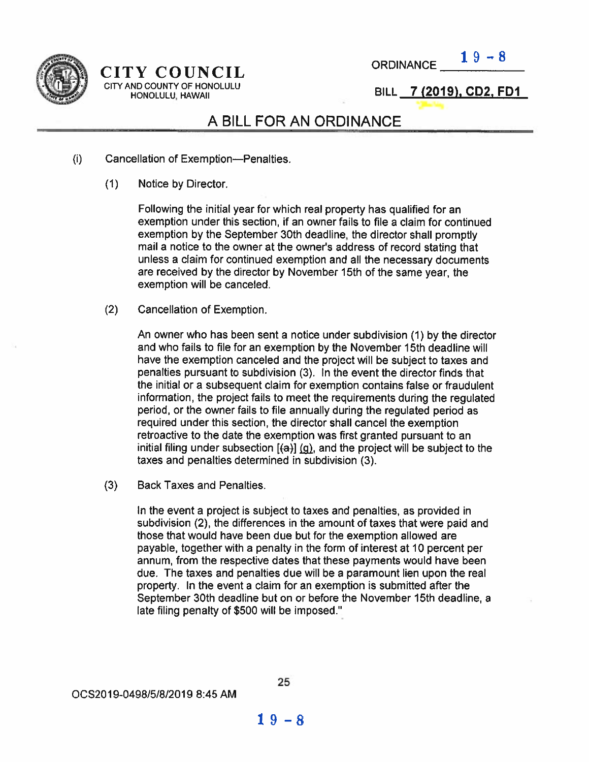(i) Cancellation of Exemption—Penalties.

(1) Notice by Director.

Following the initial year for which real property has qualified for an exemption under this section, if an owner fails to file a claim for continued exemption by the September 30th deadline, the director shall promptly mail a notice to the owner at the owner's address of record stating that unless a claim for continued exemption and all the necessary documents are received by the director by November 15th of the same year, the exemption will be canceled.

(2) Cancellation of Exemption.

An owner who has been sent a notice under subdivision (1) by the director and who fails to file for an exemption by the November 15th deadline will have the exemption canceled and the project will be subject to taxes and penalties pursuant to subdivision (3). In the event the director finds that the initial or a subsequent claim for exemption contains false or fraudulent information, the project fails to meet the requirements during the regulated period, or the owner fails to file annually during the regulated period as required under this section, the director shall cancel the exemption retroactive to the date the exemption was first granted pursuant to an initial filing under subsection [~~(a)~~] <u>(g)</u>, and the project will be subject to the taxes and penalties determined in subdivision (3).

(3) Back Taxes and Penalties.

In the event a project is subject to taxes and penalties, as provided in subdivision (2), the differences in the amount of taxes that were paid and those that would have been due but for the exemption allowed are payable, together with a penalty in the form of interest at 10 percent per annum, from the respective dates that these payments would have been due. The taxes and penalties due will be a paramount lien upon the real property. In the event a claim for an exemption is submitted after the September 30th deadline but on or before the November 15th deadline, a late filing penalty of $500 will be imposed."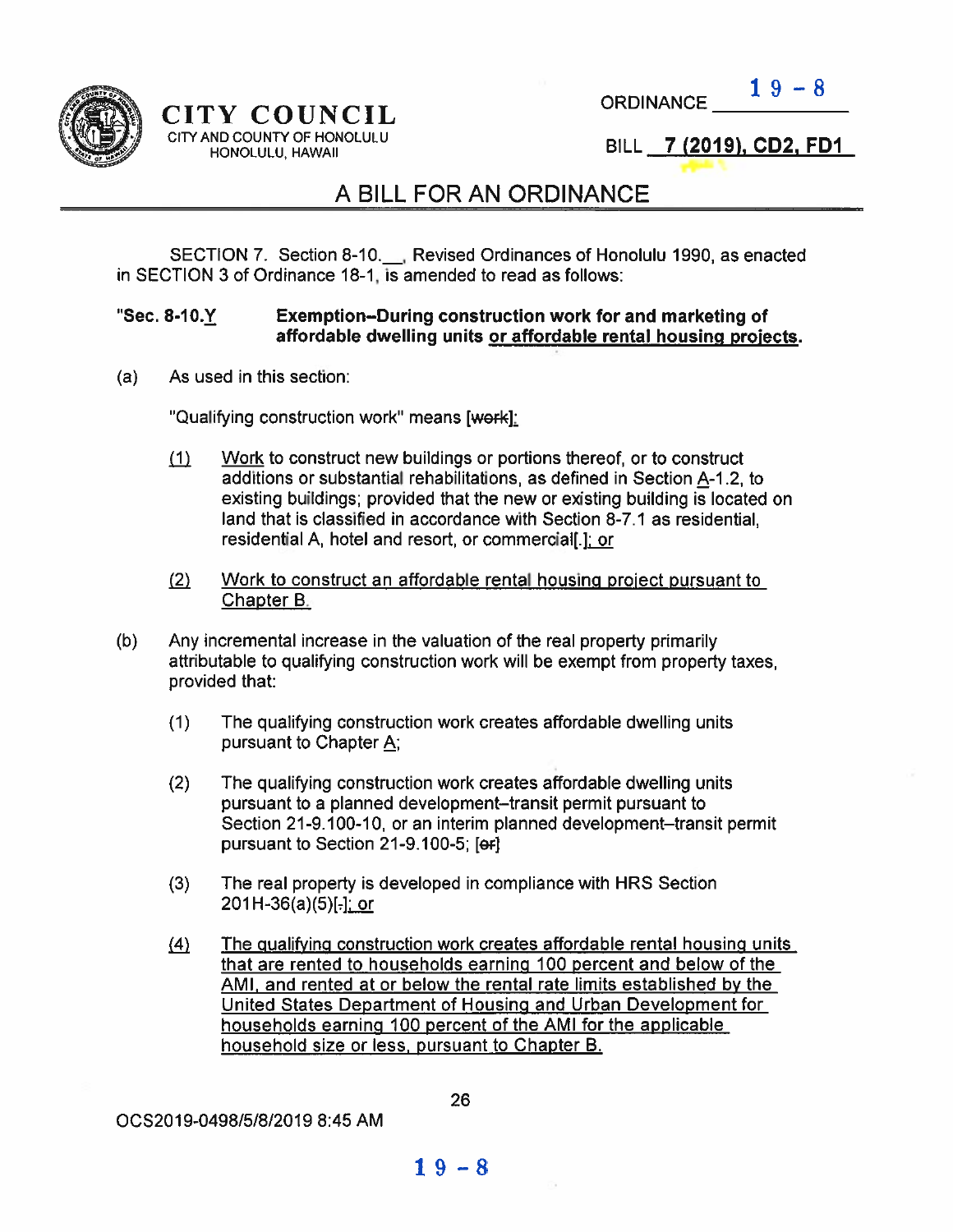CITY COUNCIL
CITY AND COUNTY OF HONOLULU
HONOLULU, HAWAII

ORDINANCE 19-8

BILL 7 (2019), CD2, FD1

# A BILL FOR AN ORDINANCE

SECTION 7. Section 8-10.__, Revised Ordinances of Honolulu 1990, as enacted in SECTION 3 of Ordinance 18-1, is amended to read as follows:

**"Sec. 8-10.Y Exemption–During construction work for and marketing of affordable dwelling units or affordable rental housing projects.**

(a) As used in this section:

"Qualifying construction work" means [work]:

(1) Work to construct new buildings or portions thereof, or to construct additions or substantial rehabilitations, as defined in Section A-1.2, to existing buildings; provided that the new or existing building is located on land that is classified in accordance with Section 8-7.1 as residential, residential A, hotel and resort, or commercial[.]; or

(2) Work to construct an affordable rental housing project pursuant to Chapter B.

(b) Any incremental increase in the valuation of the real property primarily attributable to qualifying construction work will be exempt from property taxes, provided that:

(1) The qualifying construction work creates affordable dwelling units pursuant to Chapter A;

(2) The qualifying construction work creates affordable dwelling units pursuant to a planned development–transit permit pursuant to Section 21-9.100-10, or an interim planned development–transit permit pursuant to Section 21-9.100-5; [or]

(3) The real property is developed in compliance with HRS Section 201H-36(a)(5)[.]; or

(4) The qualifying construction work creates affordable rental housing units that are rented to households earning 100 percent and below of the AMI, and rented at or below the rental rate limits established by the United States Department of Housing and Urban Development for households earning 100 percent of the AMI for the applicable household size or less, pursuant to Chapter B.

OCS2019-0498/5/8/2019 8:45 AM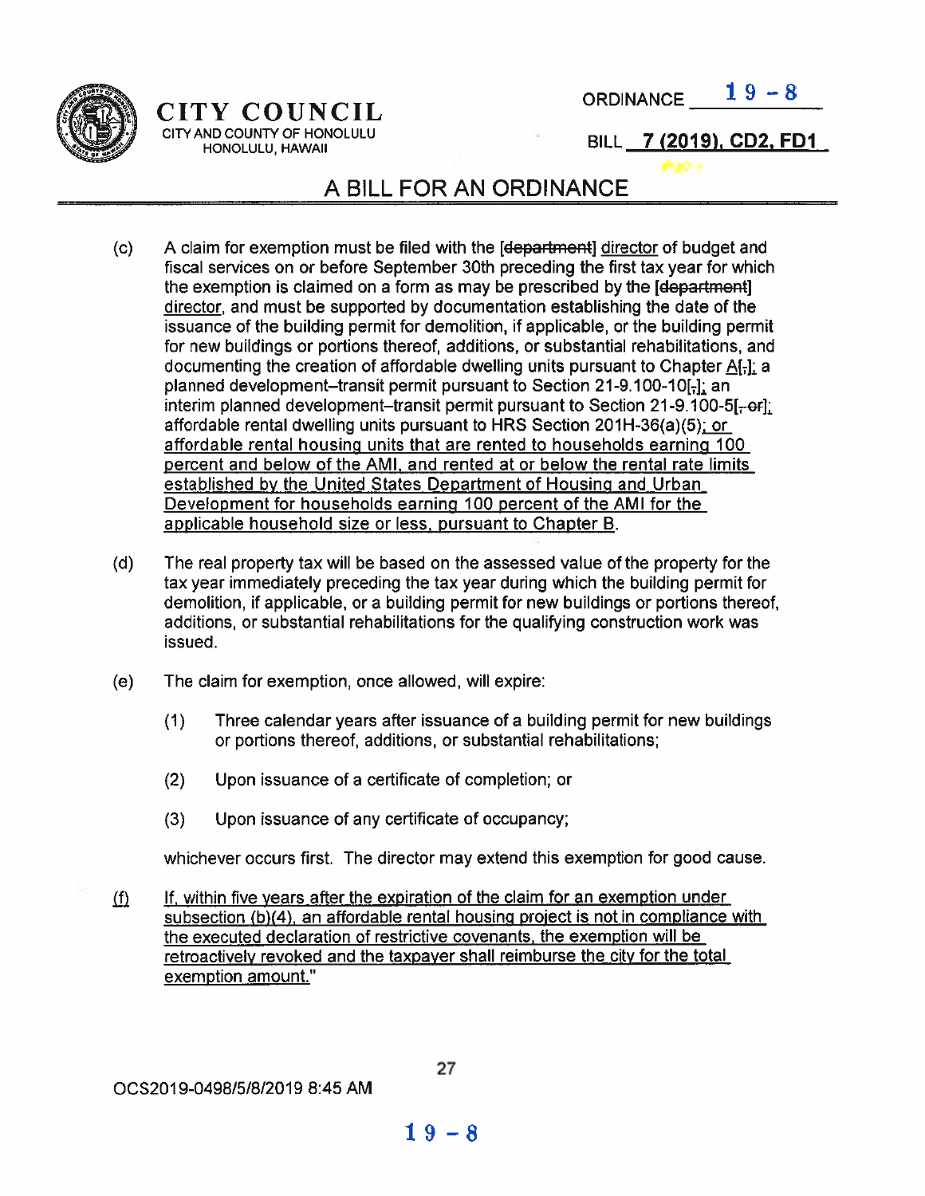(c) A claim for exemption must be filed with the [~~department~~] <u>director</u> of budget and fiscal services on or before September 30th preceding the first tax year for which the exemption is claimed on a form as may be prescribed by the [~~department~~] <u>director</u>, and must be supported by documentation establishing the date of the issuance of the building permit for demolition, if applicable, or the building permit for new buildings or portions thereof, additions, or substantial rehabilitations, and documenting the creation of affordable dwelling units pursuant to Chapter <u>A</u>[~~,~~]<u>;</u> a planned development–transit permit pursuant to Section 21-9.100-10[~~,~~]<u>;</u> an interim planned development–transit permit pursuant to Section 21-9.100-5[~~, or~~]<u>;</u> affordable rental dwelling units pursuant to HRS Section 201H-36(a)(5)<u>; or affordable rental housing units that are rented to households earning 100 percent and below of the AMI, and rented at or below the rental rate limits established by the United States Department of Housing and Urban Development for households earning 100 percent of the AMI for the applicable household size or less, pursuant to Chapter B</u>.

(d) The real property tax will be based on the assessed value of the property for the tax year immediately preceding the tax year during which the building permit for demolition, if applicable, or a building permit for new buildings or portions thereof, additions, or substantial rehabilitations for the qualifying construction work was issued.

(e) The claim for exemption, once allowed, will expire:

(1) Three calendar years after issuance of a building permit for new buildings or portions thereof, additions, or substantial rehabilitations;

(2) Upon issuance of a certificate of completion; or

(3) Upon issuance of any certificate of occupancy;

whichever occurs first. The director may extend this exemption for good cause.

<u>(f) If, within five years after the expiration of the claim for an exemption under subsection (b)(4), an affordable housing project is not in compliance with the executed declaration of restrictive covenants, the exemption will be retroactively revoked and the taxpayer shall reimburse the city for the total exemption amount.</u>"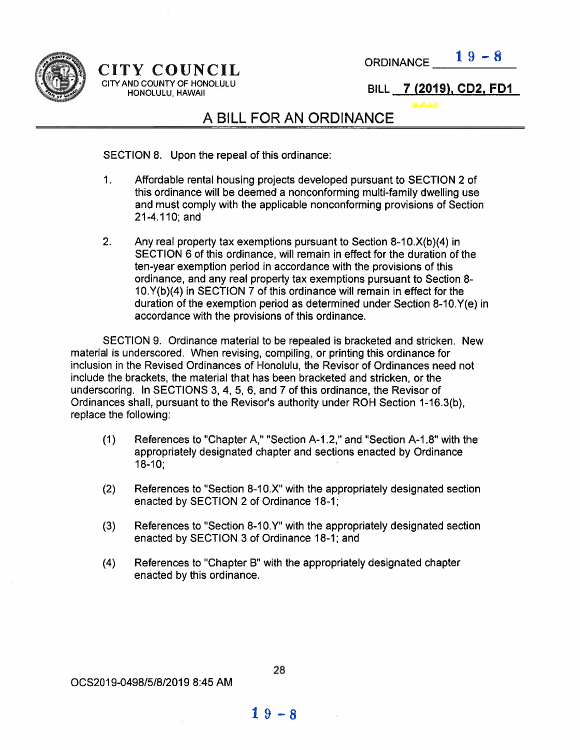SECTION 8. Upon the repeal of this ordinance:

1. Affordable rental housing projects developed pursuant to SECTION 2 of this ordinance will be deemed a nonconforming multi-family dwelling use and must comply with the applicable nonconforming provisions of Section 21-4.110; and

2. Any real property tax exemptions pursuant to Section 8-10.X(b)(4) in SECTION 6 of this ordinance, will remain in effect for the duration of the ten-year exemption period in accordance with the provisions of this ordinance, and any real property tax exemptions pursuant to Section 8-10.Y(b)(4) in SECTION 7 of this ordinance will remain in effect for the duration of the exemption period as determined under Section 8-10.Y(e) in accordance with the provisions of this ordinance.

SECTION 9. Ordinance material to be repealed is bracketed and stricken. New material is underscored. When revising, compiling, or printing this ordinance for inclusion in the Revised Ordinances of Honolulu, the Revisor of Ordinances need not include the brackets, the material that has been bracketed and stricken, or the underscoring. In SECTIONS 3, 4, 5, 6, and 7 of this ordinance, the Revisor of Ordinances shall, pursuant to the Revisor's authority under ROH Section 1-16.3(b), replace the following:

(1) References to "Chapter A," "Section A-1.2," and "Section A-1.8" with the appropriately designated chapter and sections enacted by Ordinance 18-10;

(2) References to "Section 8-10.X" with the appropriately designated section enacted by SECTION 2 of Ordinance 18-1;

(3) References to "Section 8-10.Y" with the appropriately designated section enacted by SECTION 3 of Ordinance 18-1; and

(4) References to "Chapter B" with the appropriately designated chapter enacted by this ordinance.

OCS2019-0498/5/8/2019 8:45 AM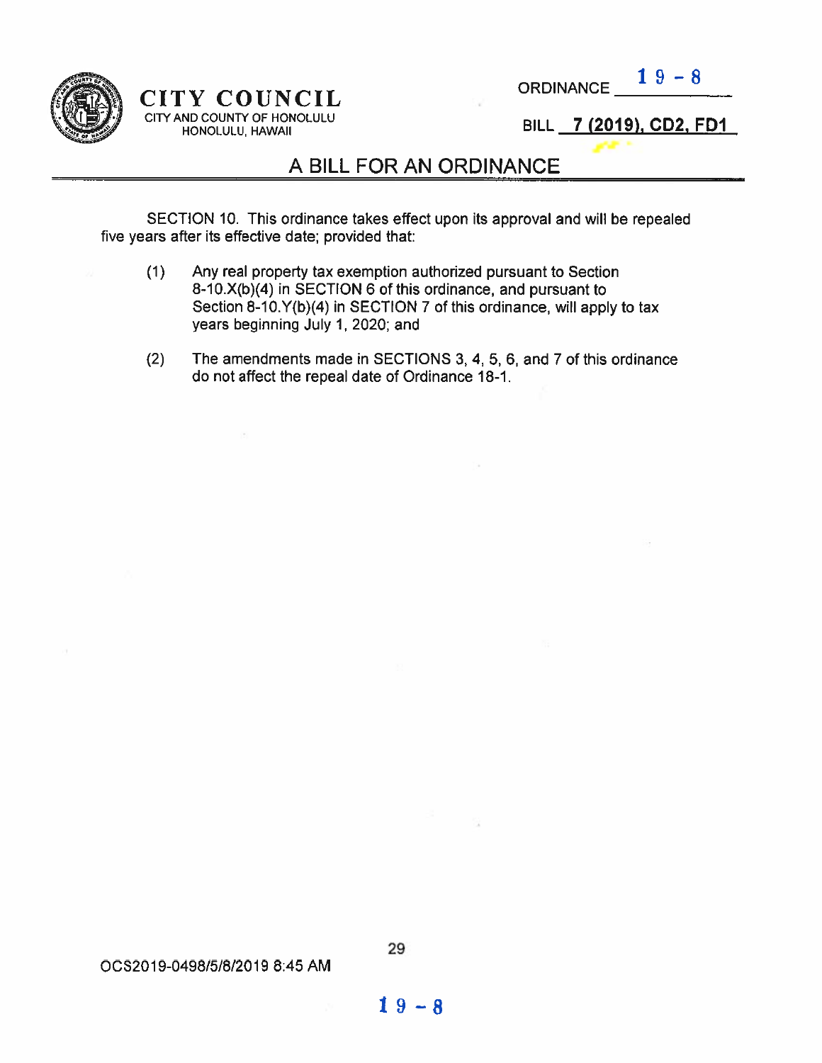SECTION 10. This ordinance takes effect upon its approval and will be repealed five years after its effective date; provided that:

(1) Any real property tax exemption authorized pursuant to Section 8-10.X(b)(4) in SECTION 6 of this ordinance, and pursuant to Section 8-10.Y(b)(4) in SECTION 7 of this ordinance, will apply to tax years beginning July 1, 2020; and

(2) The amendments made in SECTIONS 3, 4, 5, 6, and 7 of this ordinance do not affect the repeal date of Ordinance 18-1.

OCS2019-0498/5/6/2019 8:45 AM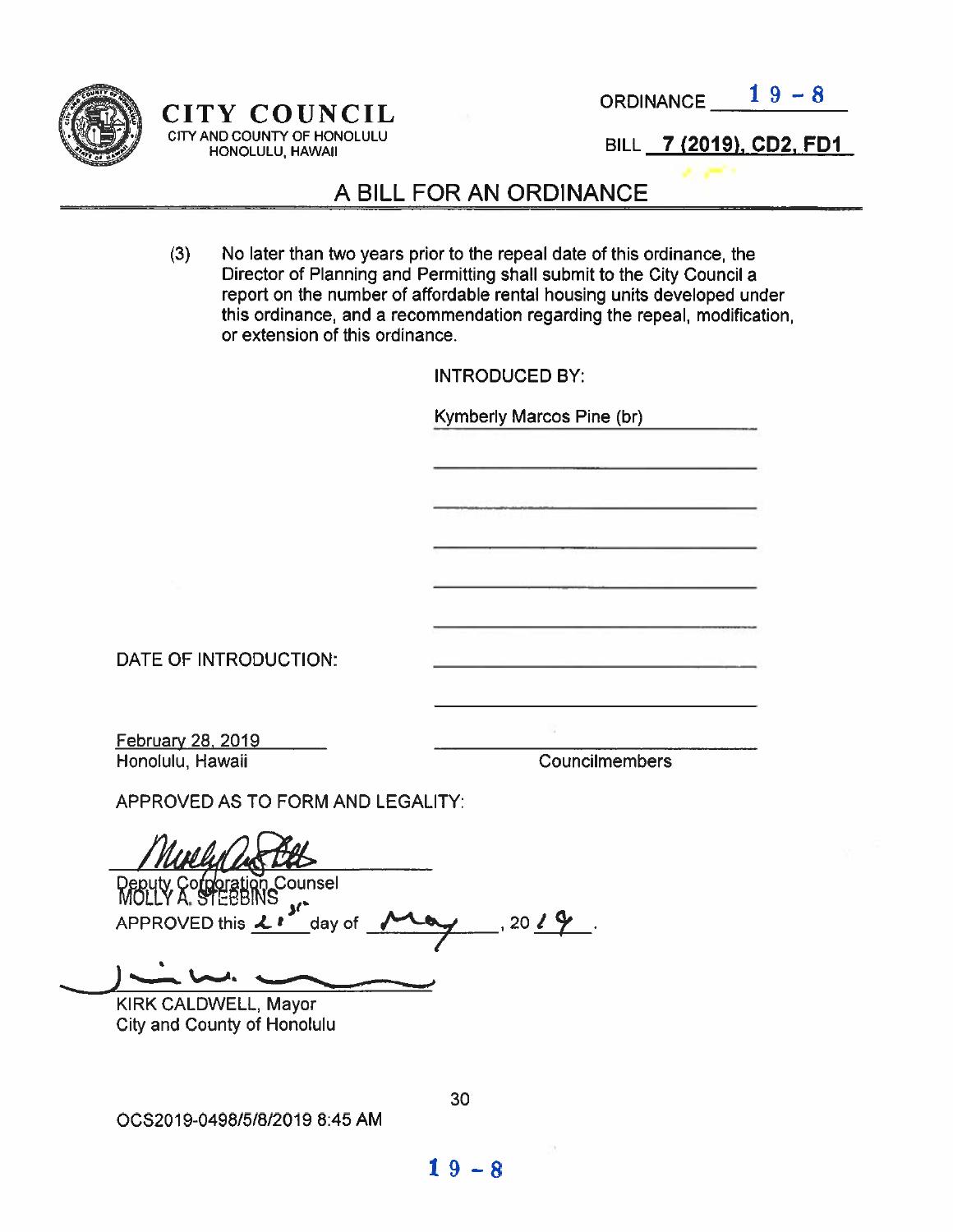CITY COUNCIL
CITY AND COUNTY OF HONOLULU
HONOLULU, HAWAII

ORDINANCE 19-8

BILL 7 (2019), CD2, FD1

# A BILL FOR AN ORDINANCE

(3) No later than two years prior to the repeal date of this ordinance, the Director of Planning and Permitting shall submit to the City Council a report on the number of affordable rental housing units developed under this ordinance, and a recommendation regarding the repeal, modification, or extension of this ordinance.

INTRODUCED BY:

Kymberly Marcos Pine (br)

DATE OF INTRODUCTION:

February 28, 2019
Honolulu, Hawaii

Councilmembers

APPROVED AS TO FORM AND LEGALITY:

Deputy Corporation Counsel
MOLLY A. STEBBINS

APPROVED this 21st day of May, 2019.

KIRK CALDWELL, Mayor
City and County of Honolulu

OCS2019-0498/5/8/2019 8:45 AM

19-8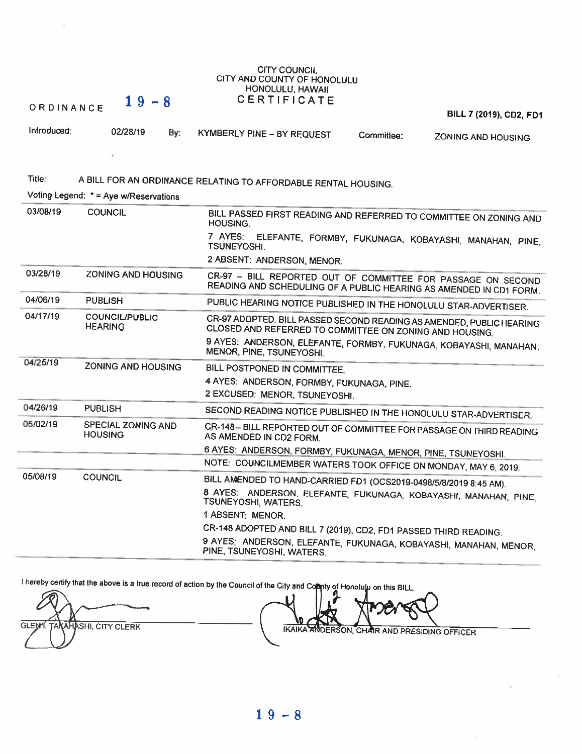CITY COUNCIL
CITY AND COUNTY OF HONOLULU
HONOLULU, HAWAII

ORDINANCE **19 - 8**

CERTIFICATE

**BILL 7 (2019), CD2, FD1**

Introduced: 02/28/19 By: KYMBERLY PINE – BY REQUEST Committee: ZONING AND HOUSING

Title: A BILL FOR AN ORDINANCE RELATING TO AFFORDABLE RENTAL HOUSING.

Voting Legend: * = Aye w/Reservations

| | | |
|---|---|---|
| 03/08/19 | COUNCIL | BILL PASSED FIRST READING AND REFERRED TO COMMITTEE ON ZONING AND HOUSING.<br>7 AYES: ELEFANTE, FORMBY, FUKUNAGA, KOBAYASHI, MANAHAN, PINE, TSUNEYOSHI.<br>2 ABSENT: ANDERSON, MENOR. |
| 03/28/19 | ZONING AND HOUSING | CR-97 – BILL REPORTED OUT OF COMMITTEE FOR PASSAGE ON SECOND READING AND SCHEDULING OF A PUBLIC HEARING AS AMENDED IN CD1 FORM. |
| 04/06/19 | PUBLISH | PUBLIC HEARING NOTICE PUBLISHED IN THE HONOLULU STAR-ADVERTISER. |
| 04/17/19 | COUNCIL/PUBLIC HEARING | CR-97 ADOPTED. BILL PASSED SECOND READING AS AMENDED, PUBLIC HEARING CLOSED AND REFERRED TO COMMITTEE ON ZONING AND HOUSING.<br>9 AYES: ANDERSON, ELEFANTE, FORMBY, FUKUNAGA, KOBAYASHI, MANAHAN, MENOR, PINE, TSUNEYOSHI. |
| 04/25/19 | ZONING AND HOUSING | BILL POSTPONED IN COMMITTEE.<br>4 AYES: ANDERSON, FORMBY, FUKUNAGA, PINE.<br>2 EXCUSED: MENOR, TSUNEYOSHI. |
| 04/26/19 | PUBLISH | SECOND READING NOTICE PUBLISHED IN THE HONOLULU STAR-ADVERTISER. |
| 05/02/19 | SPECIAL ZONING AND HOUSING | CR-148 – BILL REPORTED OUT OF COMMITTEE FOR PASSAGE ON THIRD READING AS AMENDED IN CD2 FORM.<br>6 AYES: ANDERSON, FORMBY, FUKUNAGA, MENOR, PINE, TSUNEYOSHI. |
| | | NOTE: COUNCILMEMBER WATERS TOOK OFFICE ON MONDAY, MAY 6, 2019. |
| 05/08/19 | COUNCIL | BILL AMENDED TO HAND-CARRIED FD1 (OCS2019-0498/5/8/2019 8:45 AM).<br>8 AYES: ANDERSON, ELEFANTE, FUKUNAGA, KOBAYASHI, MANAHAN, PINE, TSUNEYOSHI, WATERS.<br>1 ABSENT: MENOR.<br>CR-148 ADOPTED AND BILL 7 (2019), CD2, FD1 PASSED THIRD READING.<br>9 AYES: ANDERSON, ELEFANTE, FUKUNAGA, KOBAYASHI, MANAHAN, MENOR, PINE, TSUNEYOSHI, WATERS. |

I hereby certify that the above is a true record of action by the Council of the City and County of Honolulu on this BILL.

GLEN I. TAKAHASHI, CITY CLERK

IKAIKA ANDERSON, CHAIR AND PRESIDING OFFICER

**19 - 8**